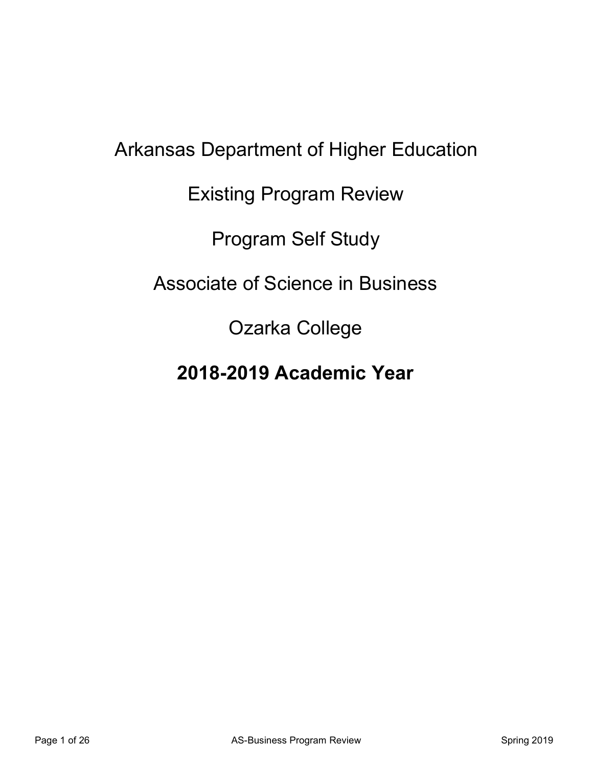# Arkansas Department of Higher Education

# Existing Program Review

# Program Self Study

# Associate of Science in Business

# Ozarka College

# **2018-2019 Academic Year**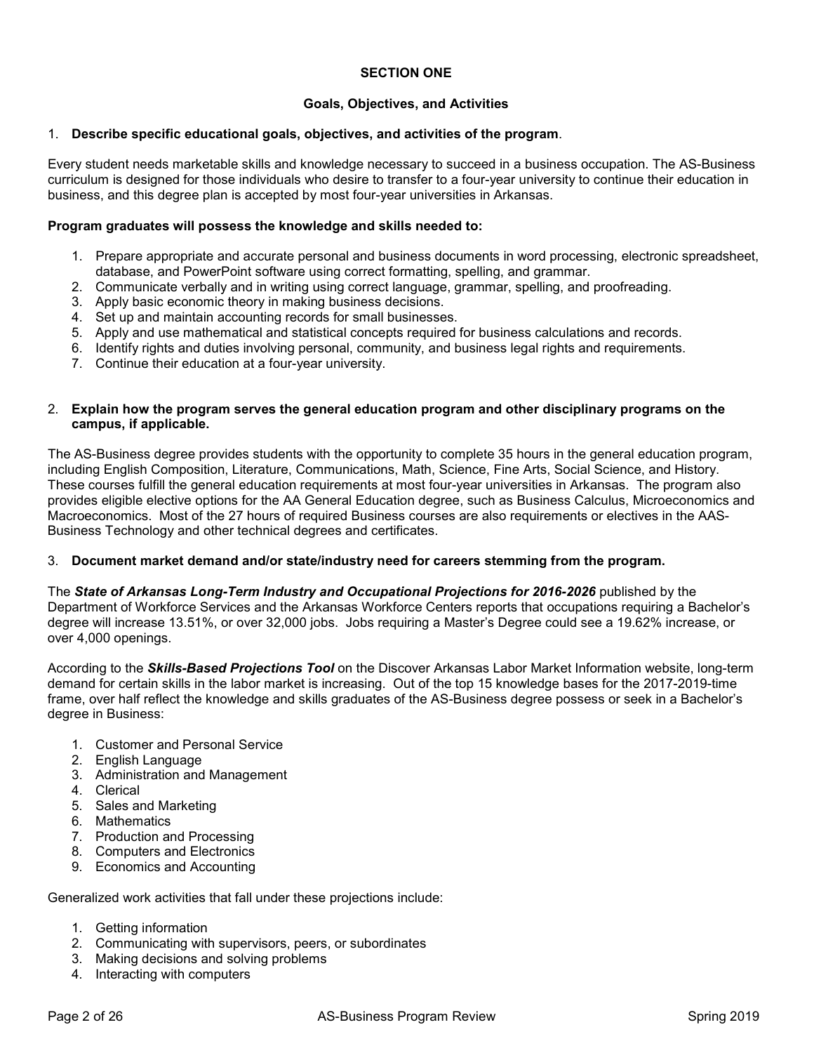## SECTION ONE

### Goals, Objectives, and Activities

1. **Describe specific educational goals, objectives, and activities of the program**.

Every student needs marketable skills and knowledge necessary to succeed in a business occupation. The AS-Business curriculum is designed for those individuals who desire to transfer to a four-year university to continue their education in business, and this degree plan is accepted by most four-year universities in Arkansas.

**Program graduates will possess the knowledge and skills needed to:**

1. Prepare appropriate and accurate personal and business documents in word processing, electronic spreadsheet, database, and PowerPoint software using correct formatting, spelling, and grammar.
2. Communicate verbally and in writing using correct language, grammar, spelling, and proofreading.
3. Apply basic economic theory in making business decisions.
4. Set up and maintain accounting records for small businesses.
5. Apply and use mathematical and statistical concepts required for business calculations and records.
6. Identify rights and duties involving personal, community, and business legal rights and requirements.
7. Continue their education at a four-year university.

2. **Explain how the program serves the general education program and other disciplinary programs on the campus, if applicable.**

The AS-Business degree provides students with the opportunity to complete 35 hours in the general education program, including English Composition, Literature, Communications, Math, Science, Fine Arts, Social Science, and History. These courses fulfill the general education requirements at most four-year universities in Arkansas. The program also provides eligible elective options for the AA General Education degree, such as Business Calculus, Microeconomics and Macroeconomics. Most of the 27 hours of required Business courses are also requirements or electives in the AAS-Business Technology and other technical degrees and certificates.

3. **Document market demand and/or state/industry need for careers stemming from the program.**

The ***State of Arkansas Long-Term Industry and Occupational Projections for 2016-2026*** published by the Department of Workforce Services and the Arkansas Workforce Centers reports that occupations requiring a Bachelor's degree will increase 13.51%, or over 32,000 jobs. Jobs requiring a Master's Degree could see a 19.62% increase, or over 4,000 openings.

According to the ***Skills-Based Projections Tool*** on the Discover Arkansas Labor Market Information website, long-term demand for certain skills in the labor market is increasing. Out of the top 15 knowledge bases for the 2017-2019-time frame, over half reflect the knowledge and skills graduates of the AS-Business degree possess or seek in a Bachelor's degree in Business:

1. Customer and Personal Service
2. English Language
3. Administration and Management
4. Clerical
5. Sales and Marketing
6. Mathematics
7. Production and Processing
8. Computers and Electronics
9. Economics and Accounting

Generalized work activities that fall under these projections include:

1. Getting information
2. Communicating with supervisors, peers, or subordinates
3. Making decisions and solving problems
4. Interacting with computers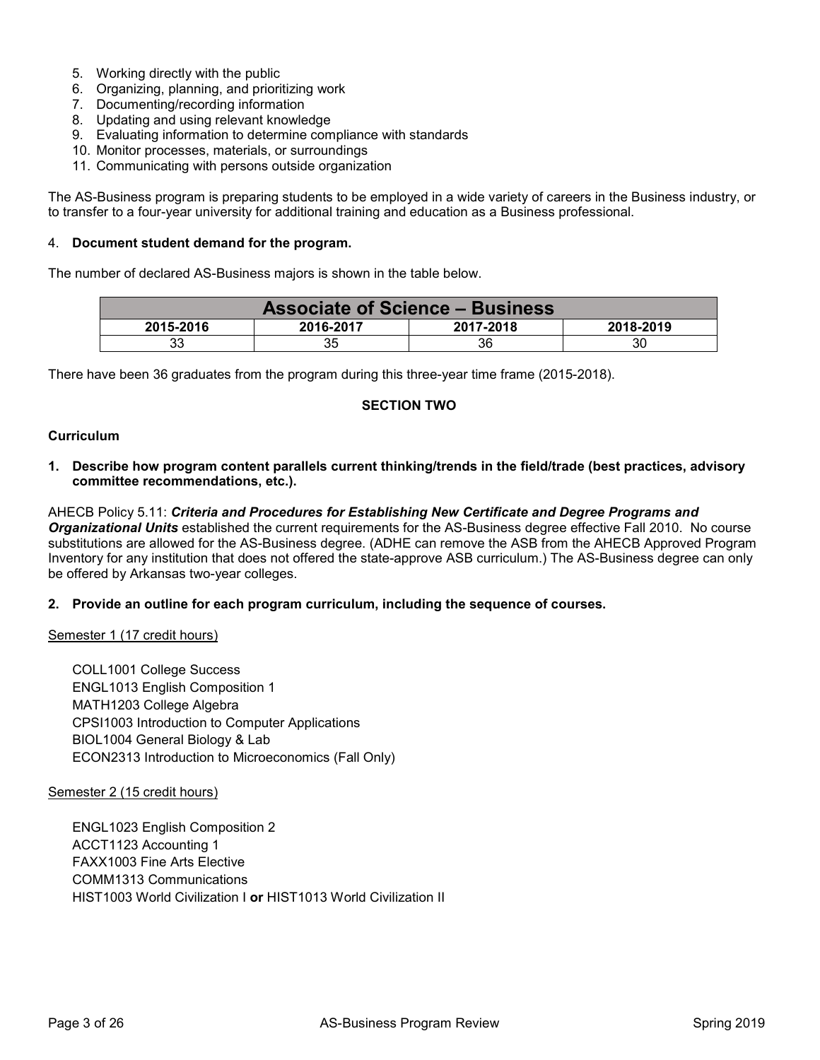5. Working directly with the public
6. Organizing, planning, and prioritizing work
7. Documenting/recording information
8. Updating and using relevant knowledge
9. Evaluating information to determine compliance with standards
10. Monitor processes, materials, or surroundings
11. Communicating with persons outside organization

The AS-Business program is preparing students to be employed in a wide variety of careers in the Business industry, or to transfer to a four-year university for additional training and education as a Business professional.

4. **Document student demand for the program.**

The number of declared AS-Business majors is shown in the table below.

| Associate of Science – Business | | | |
|---|---|---|---|
| **2015-2016** | **2016-2017** | **2017-2018** | **2018-2019** |
| 33 | 35 | 36 | 30 |

There have been 36 graduates from the program during this three-year time frame (2015-2018).

**SECTION TWO**

**Curriculum**

**1. Describe how program content parallels current thinking/trends in the field/trade (best practices, advisory committee recommendations, etc.).**

AHECB Policy 5.11: ***Criteria and Procedures for Establishing New Certificate and Degree Programs and Organizational Units*** established the current requirements for the AS-Business degree effective Fall 2010. No course substitutions are allowed for the AS-Business degree. (ADHE can remove the ASB from the AHECB Approved Program Inventory for any institution that does not offered the state-approve ASB curriculum.) The AS-Business degree can only be offered by Arkansas two-year colleges.

**2. Provide an outline for each program curriculum, including the sequence of courses.**

Semester 1 (17 credit hours)

COLL1001 College Success
ENGL1013 English Composition 1
MATH1203 College Algebra
CPSI1003 Introduction to Computer Applications
BIOL1004 General Biology & Lab
ECON2313 Introduction to Microeconomics (Fall Only)

Semester 2 (15 credit hours)

ENGL1023 English Composition 2
ACCT1123 Accounting 1
FAXX1003 Fine Arts Elective
COMM1313 Communications
HIST1003 World Civilization I **or** HIST1013 World Civilization II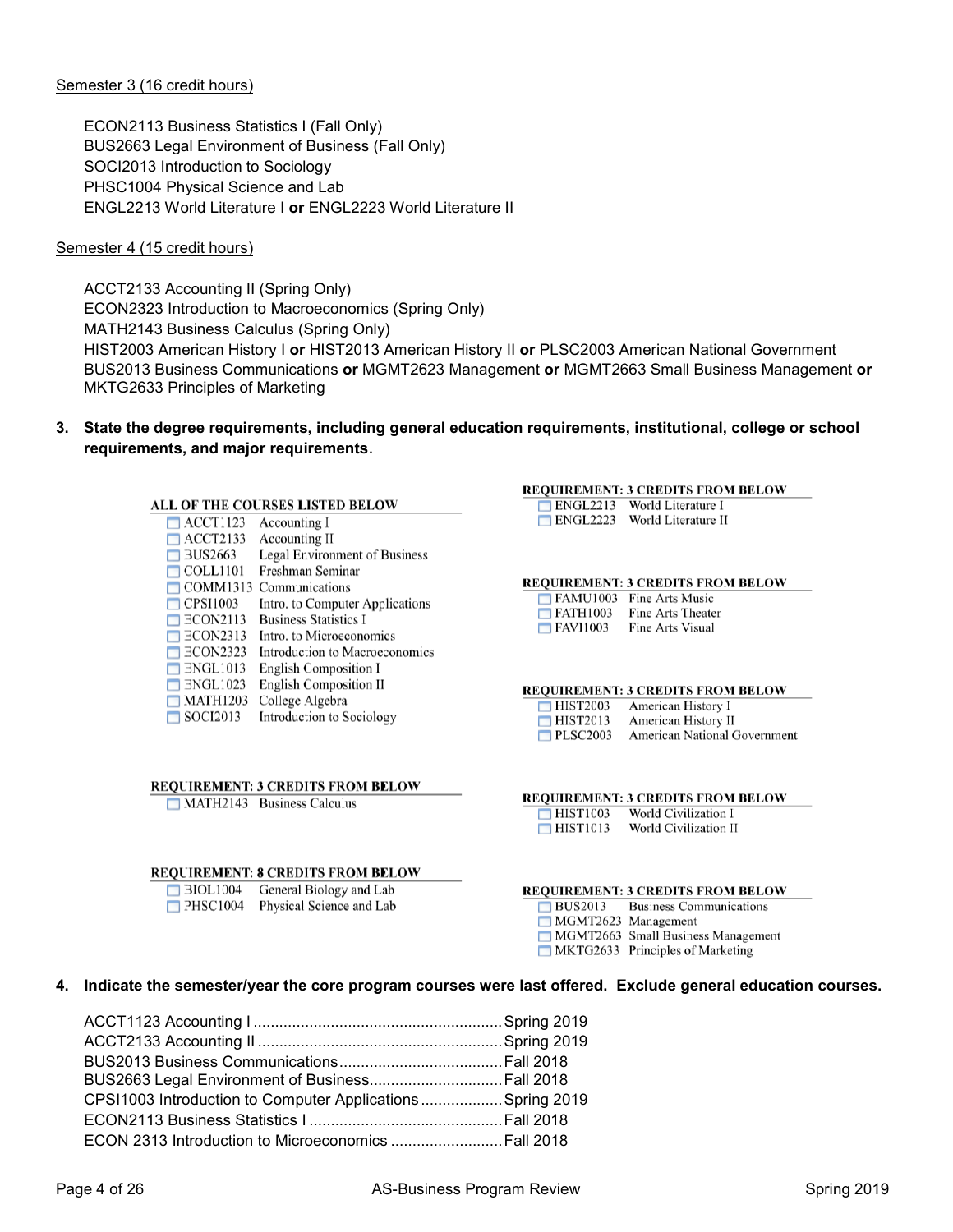Semester 3 (16 credit hours)

ECON2113 Business Statistics I (Fall Only)
BUS2663 Legal Environment of Business (Fall Only)
SOCI2013 Introduction to Sociology
PHSC1004 Physical Science and Lab
ENGL2213 World Literature I **or** ENGL2223 World Literature II

Semester 4 (15 credit hours)

ACCT2133 Accounting II (Spring Only)
ECON2323 Introduction to Macroeconomics (Spring Only)
MATH2143 Business Calculus (Spring Only)
HIST2003 American History I **or** HIST2013 American History II **or** PLSC2003 American National Government
BUS2013 Business Communications **or** MGMT2623 Management **or** MGMT2663 Small Business Management **or** MKTG2633 Principles of Marketing

3. **State the degree requirements, including general education requirements, institutional, college or school requirements, and major requirements.**

**ALL OF THE COURSES LISTED BELOW**

- ACCT1123 Accounting I
- ACCT2133 Accounting II
- BUS2663 Legal Environment of Business
- COLL1101 Freshman Seminar
- COMM1313 Communications
- CPSI1003 Intro. to Computer Applications
- ECON2113 Business Statistics I
- ECON2313 Intro. to Microeconomics
- ECON2323 Introduction to Macroeconomics
- ENGL1013 English Composition I
- ENGL1023 English Composition II
- MATH1203 College Algebra
- SOCI2013 Introduction to Sociology

**REQUIREMENT: 3 CREDITS FROM BELOW**

- MATH2143 Business Calculus

**REQUIREMENT: 8 CREDITS FROM BELOW**

- BIOL1004 General Biology and Lab
- PHSC1004 Physical Science and Lab

**REQUIREMENT: 3 CREDITS FROM BELOW**

- ENGL2213 World Literature I
- ENGL2223 World Literature II

**REQUIREMENT: 3 CREDITS FROM BELOW**

- FAMU1003 Fine Arts Music
- FATH1003 Fine Arts Theater
- FAVI1003 Fine Arts Visual

**REQUIREMENT: 3 CREDITS FROM BELOW**

- HIST2003 American History I
- HIST2013 American History II
- PLSC2003 American National Government

**REQUIREMENT: 3 CREDITS FROM BELOW**

- HIST1003 World Civilization I
- HIST1013 World Civilization II

**REQUIREMENT: 3 CREDITS FROM BELOW**

- BUS2013 Business Communications
- MGMT2623 Management
- MGMT2663 Small Business Management
- MKTG2633 Principles of Marketing

4. **Indicate the semester/year the core program courses were last offered. Exclude general education courses.**

ACCT1123 Accounting I .......... Spring 2019
ACCT2133 Accounting II .......... Spring 2019
BUS2013 Business Communications .......... Fall 2018
BUS2663 Legal Environment of Business .......... Fall 2018
CPSI1003 Introduction to Computer Applications .......... Spring 2019
ECON2113 Business Statistics I .......... Fall 2018
ECON 2313 Introduction to Microeconomics .......... Fall 2018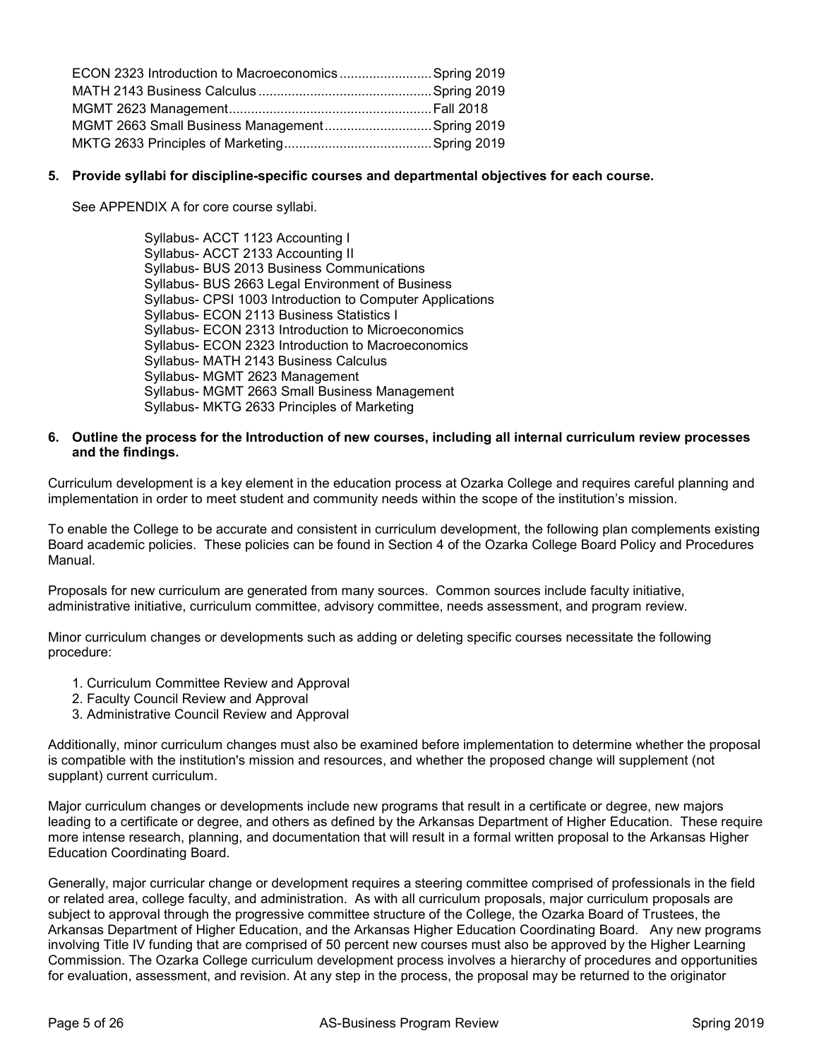ECON 2323 Introduction to Macroeconomics ......................... Spring 2019
MATH 2143 Business Calculus .............................................. Spring 2019
MGMT 2623 Management...................................................... Fall 2018
MGMT 2663 Small Business Management ............................ Spring 2019
MKTG 2633 Principles of Marketing ....................................... Spring 2019

**5. Provide syllabi for discipline-specific courses and departmental objectives for each course.**

See APPENDIX A for core course syllabi.

Syllabus- ACCT 1123 Accounting I
Syllabus- ACCT 2133 Accounting II
Syllabus- BUS 2013 Business Communications
Syllabus- BUS 2663 Legal Environment of Business
Syllabus- CPSI 1003 Introduction to Computer Applications
Syllabus- ECON 2113 Business Statistics I
Syllabus- ECON 2313 Introduction to Microeconomics
Syllabus- ECON 2323 Introduction to Macroeconomics
Syllabus- MATH 2143 Business Calculus
Syllabus- MGMT 2623 Management
Syllabus- MGMT 2663 Small Business Management
Syllabus- MKTG 2633 Principles of Marketing

**6. Outline the process for the Introduction of new courses, including all internal curriculum review processes and the findings.**

Curriculum development is a key element in the education process at Ozarka College and requires careful planning and implementation in order to meet student and community needs within the scope of the institution's mission.

To enable the College to be accurate and consistent in curriculum development, the following plan complements existing Board academic policies. These policies can be found in Section 4 of the Ozarka College Board Policy and Procedures Manual.

Proposals for new curriculum are generated from many sources. Common sources include faculty initiative, administrative initiative, curriculum committee, advisory committee, needs assessment, and program review.

Minor curriculum changes or developments such as adding or deleting specific courses necessitate the following procedure:

1. Curriculum Committee Review and Approval
2. Faculty Council Review and Approval
3. Administrative Council Review and Approval

Additionally, minor curriculum changes must also be examined before implementation to determine whether the proposal is compatible with the institution's mission and resources, and whether the proposed change will supplement (not supplant) current curriculum.

Major curriculum changes or developments include new programs that result in a certificate or degree, new majors leading to a certificate or degree, and others as defined by the Arkansas Department of Higher Education. These require more intense research, planning, and documentation that will result in a formal written proposal to the Arkansas Higher Education Coordinating Board.

Generally, major curricular change or development requires a steering committee comprised of professionals in the field or related area, college faculty, and administration. As with all curriculum proposals, major curriculum proposals are subject to approval through the progressive committee structure of the College, the Ozarka Board of Trustees, the Arkansas Department of Higher Education, and the Arkansas Higher Education Coordinating Board. Any new programs involving Title IV funding that are comprised of 50 percent new courses must also be approved by the Higher Learning Commission. The Ozarka College curriculum development process involves a hierarchy of procedures and opportunities for evaluation, assessment, and revision. At any step in the process, the proposal may be returned to the originator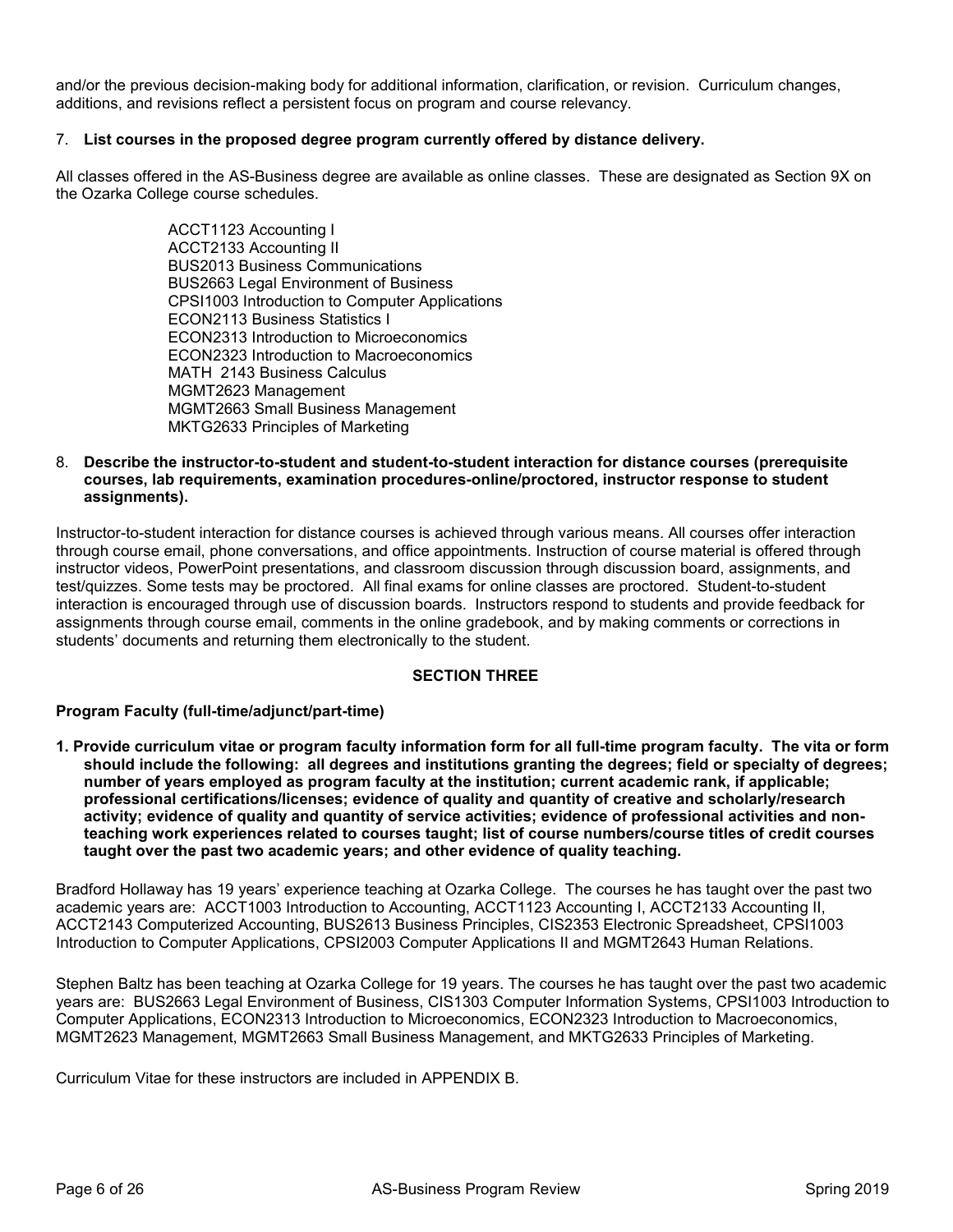and/or the previous decision-making body for additional information, clarification, or revision. Curriculum changes, additions, and revisions reflect a persistent focus on program and course relevancy.

7. **List courses in the proposed degree program currently offered by distance delivery.**

All classes offered in the AS-Business degree are available as online classes. These are designated as Section 9X on the Ozarka College course schedules.

- ACCT1123 Accounting I
- ACCT2133 Accounting II
- BUS2013 Business Communications
- BUS2663 Legal Environment of Business
- CPSI1003 Introduction to Computer Applications
- ECON2113 Business Statistics I
- ECON2313 Introduction to Microeconomics
- ECON2323 Introduction to Macroeconomics
- MATH 2143 Business Calculus
- MGMT2623 Management
- MGMT2663 Small Business Management
- MKTG2633 Principles of Marketing

8. **Describe the instructor-to-student and student-to-student interaction for distance courses (prerequisite courses, lab requirements, examination procedures-online/proctored, instructor response to student assignments).**

Instructor-to-student interaction for distance courses is achieved through various means. All courses offer interaction through course email, phone conversations, and office appointments. Instruction of course material is offered through instructor videos, PowerPoint presentations, and classroom discussion through discussion board, assignments, and test/quizzes. Some tests may be proctored. All final exams for online classes are proctored. Student-to-student interaction is encouraged through use of discussion boards. Instructors respond to students and provide feedback for assignments through course email, comments in the online gradebook, and by making comments or corrections in students' documents and returning them electronically to the student.

## SECTION THREE

### Program Faculty (full-time/adjunct/part-time)

**1. Provide curriculum vitae or program faculty information form for all full-time program faculty. The vita or form should include the following: all degrees and institutions granting the degrees; field or specialty of degrees; number of years employed as program faculty at the institution; current academic rank, if applicable; professional certifications/licenses; evidence of quality and quantity of creative and scholarly/research activity; evidence of quality and quantity of service activities; evidence of professional activities and non-teaching work experiences related to courses taught; list of course numbers/course titles of credit courses taught over the past two academic years; and other evidence of quality teaching.**

Bradford Hollaway has 19 years' experience teaching at Ozarka College. The courses he has taught over the past two academic years are: ACCT1003 Introduction to Accounting, ACCT1123 Accounting I, ACCT2133 Accounting II, ACCT2143 Computerized Accounting, BUS2613 Business Principles, CIS2353 Electronic Spreadsheet, CPSI1003 Introduction to Computer Applications, CPSI2003 Computer Applications II and MGMT2643 Human Relations.

Stephen Baltz has been teaching at Ozarka College for 19 years. The courses he has taught over the past two academic years are: BUS2663 Legal Environment of Business, CIS1303 Computer Information Systems, CPSI1003 Introduction to Computer Applications, ECON2313 Introduction to Microeconomics, ECON2323 Introduction to Macroeconomics, MGMT2623 Management, MGMT2663 Small Business Management, and MKTG2633 Principles of Marketing.

Curriculum Vitae for these instructors are included in APPENDIX B.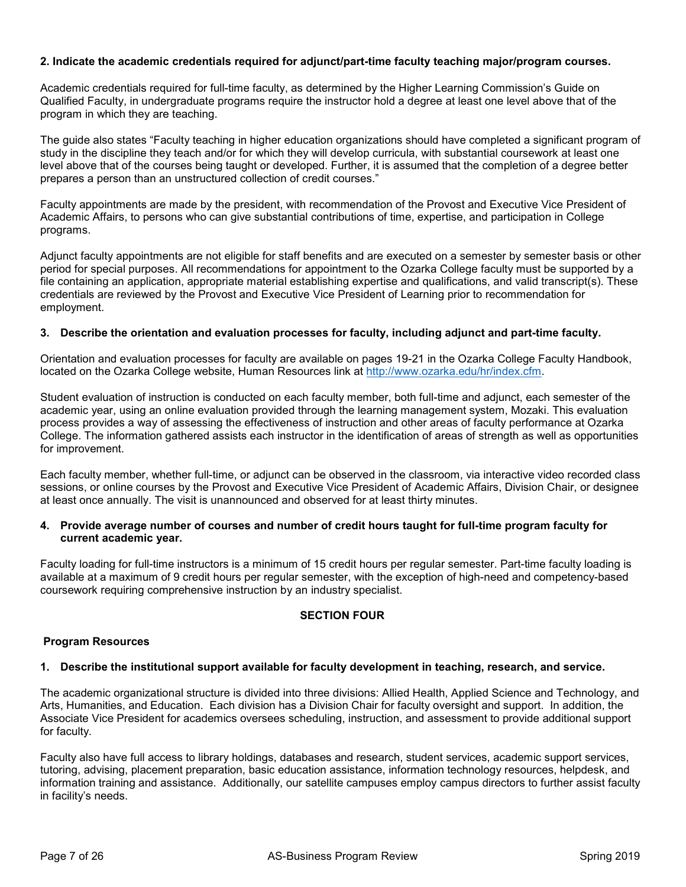**2. Indicate the academic credentials required for adjunct/part-time faculty teaching major/program courses.**

Academic credentials required for full-time faculty, as determined by the Higher Learning Commission's Guide on Qualified Faculty, in undergraduate programs require the instructor hold a degree at least one level above that of the program in which they are teaching.

The guide also states "Faculty teaching in higher education organizations should have completed a significant program of study in the discipline they teach and/or for which they will develop curricula, with substantial coursework at least one level above that of the courses being taught or developed. Further, it is assumed that the completion of a degree better prepares a person than an unstructured collection of credit courses."

Faculty appointments are made by the president, with recommendation of the Provost and Executive Vice President of Academic Affairs, to persons who can give substantial contributions of time, expertise, and participation in College programs.

Adjunct faculty appointments are not eligible for staff benefits and are executed on a semester by semester basis or other period for special purposes. All recommendations for appointment to the Ozarka College faculty must be supported by a file containing an application, appropriate material establishing expertise and qualifications, and valid transcript(s). These credentials are reviewed by the Provost and Executive Vice President of Learning prior to recommendation for employment.

**3. Describe the orientation and evaluation processes for faculty, including adjunct and part-time faculty.**

Orientation and evaluation processes for faculty are available on pages 19-21 in the Ozarka College Faculty Handbook, located on the Ozarka College website, Human Resources link at http://www.ozarka.edu/hr/index.cfm.

Student evaluation of instruction is conducted on each faculty member, both full-time and adjunct, each semester of the academic year, using an online evaluation provided through the learning management system, Mozaki. This evaluation process provides a way of assessing the effectiveness of instruction and other areas of faculty performance at Ozarka College. The information gathered assists each instructor in the identification of areas of strength as well as opportunities for improvement.

Each faculty member, whether full-time, or adjunct can be observed in the classroom, via interactive video recorded class sessions, or online courses by the Provost and Executive Vice President of Academic Affairs, Division Chair, or designee at least once annually. The visit is unannounced and observed for at least thirty minutes.

**4. Provide average number of courses and number of credit hours taught for full-time program faculty for current academic year.**

Faculty loading for full-time instructors is a minimum of 15 credit hours per regular semester. Part-time faculty loading is available at a maximum of 9 credit hours per regular semester, with the exception of high-need and competency-based coursework requiring comprehensive instruction by an industry specialist.

## SECTION FOUR

### Program Resources

**1. Describe the institutional support available for faculty development in teaching, research, and service.**

The academic organizational structure is divided into three divisions: Allied Health, Applied Science and Technology, and Arts, Humanities, and Education. Each division has a Division Chair for faculty oversight and support. In addition, the Associate Vice President for academics oversees scheduling, instruction, and assessment to provide additional support for faculty.

Faculty also have full access to library holdings, databases and research, student services, academic support services, tutoring, advising, placement preparation, basic education assistance, information technology resources, helpdesk, and information training and assistance. Additionally, our satellite campuses employ campus directors to further assist faculty in facility's needs.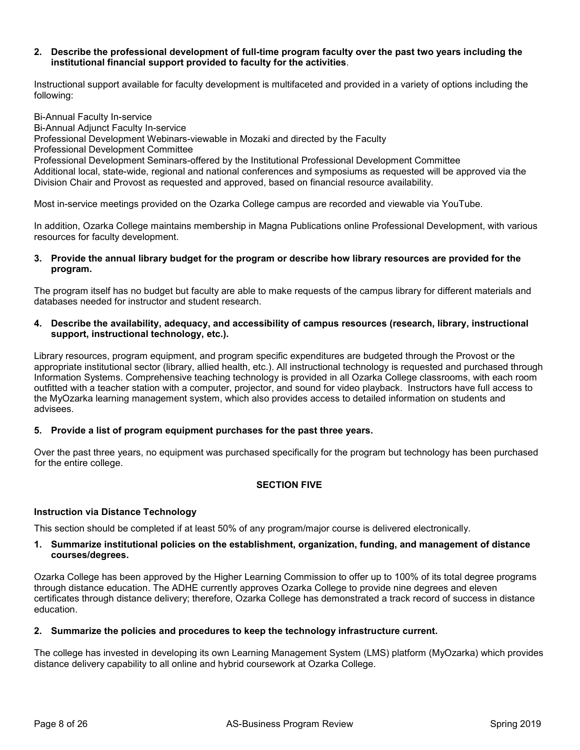**2. Describe the professional development of full-time program faculty over the past two years including the institutional financial support provided to faculty for the activities**.

Instructional support available for faculty development is multifaceted and provided in a variety of options including the following:

Bi-Annual Faculty In-service
Bi-Annual Adjunct Faculty In-service
Professional Development Webinars-viewable in Mozaki and directed by the Faculty
Professional Development Committee
Professional Development Seminars-offered by the Institutional Professional Development Committee
Additional local, state-wide, regional and national conferences and symposiums as requested will be approved via the Division Chair and Provost as requested and approved, based on financial resource availability.

Most in-service meetings provided on the Ozarka College campus are recorded and viewable via YouTube.

In addition, Ozarka College maintains membership in Magna Publications online Professional Development, with various resources for faculty development.

**3. Provide the annual library budget for the program or describe how library resources are provided for the program.**

The program itself has no budget but faculty are able to make requests of the campus library for different materials and databases needed for instructor and student research.

**4. Describe the availability, adequacy, and accessibility of campus resources (research, library, instructional support, instructional technology, etc.).**

Library resources, program equipment, and program specific expenditures are budgeted through the Provost or the appropriate institutional sector (library, allied health, etc.). All instructional technology is requested and purchased through Information Systems. Comprehensive teaching technology is provided in all Ozarka College classrooms, with each room outfitted with a teacher station with a computer, projector, and sound for video playback. Instructors have full access to the MyOzarka learning management system, which also provides access to detailed information on students and advisees.

**5. Provide a list of program equipment purchases for the past three years.**

Over the past three years, no equipment was purchased specifically for the program but technology has been purchased for the entire college.

## SECTION FIVE

### Instruction via Distance Technology

This section should be completed if at least 50% of any program/major course is delivered electronically.

**1. Summarize institutional policies on the establishment, organization, funding, and management of distance courses/degrees.**

Ozarka College has been approved by the Higher Learning Commission to offer up to 100% of its total degree programs through distance education. The ADHE currently approves Ozarka College to provide nine degrees and eleven certificates through distance delivery; therefore, Ozarka College has demonstrated a track record of success in distance education.

**2. Summarize the policies and procedures to keep the technology infrastructure current.**

The college has invested in developing its own Learning Management System (LMS) platform (MyOzarka) which provides distance delivery capability to all online and hybrid coursework at Ozarka College.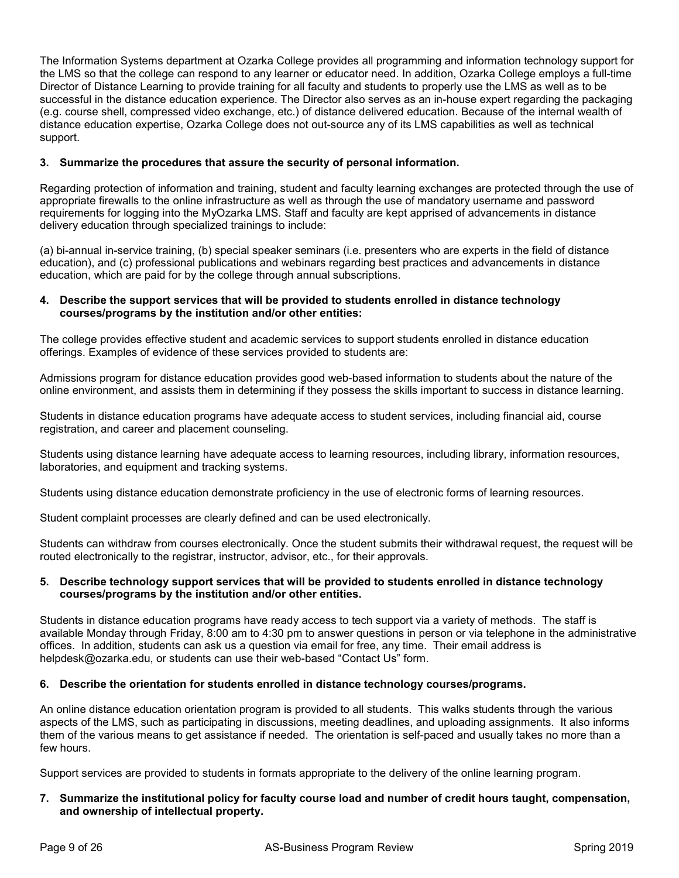The Information Systems department at Ozarka College provides all programming and information technology support for the LMS so that the college can respond to any learner or educator need. In addition, Ozarka College employs a full-time Director of Distance Learning to provide training for all faculty and students to properly use the LMS as well as to be successful in the distance education experience. The Director also serves as an in-house expert regarding the packaging (e.g. course shell, compressed video exchange, etc.) of distance delivered education. Because of the internal wealth of distance education expertise, Ozarka College does not out-source any of its LMS capabilities as well as technical support.

**3. Summarize the procedures that assure the security of personal information.**

Regarding protection of information and training, student and faculty learning exchanges are protected through the use of appropriate firewalls to the online infrastructure as well as through the use of mandatory username and password requirements for logging into the MyOzarka LMS. Staff and faculty are kept apprised of advancements in distance delivery education through specialized trainings to include:

(a) bi-annual in-service training, (b) special speaker seminars (i.e. presenters who are experts in the field of distance education), and (c) professional publications and webinars regarding best practices and advancements in distance education, which are paid for by the college through annual subscriptions.

**4. Describe the support services that will be provided to students enrolled in distance technology courses/programs by the institution and/or other entities:**

The college provides effective student and academic services to support students enrolled in distance education offerings. Examples of evidence of these services provided to students are:

Admissions program for distance education provides good web-based information to students about the nature of the online environment, and assists them in determining if they possess the skills important to success in distance learning.

Students in distance education programs have adequate access to student services, including financial aid, course registration, and career and placement counseling.

Students using distance learning have adequate access to learning resources, including library, information resources, laboratories, and equipment and tracking systems.

Students using distance education demonstrate proficiency in the use of electronic forms of learning resources.

Student complaint processes are clearly defined and can be used electronically.

Students can withdraw from courses electronically. Once the student submits their withdrawal request, the request will be routed electronically to the registrar, instructor, advisor, etc., for their approvals.

**5. Describe technology support services that will be provided to students enrolled in distance technology courses/programs by the institution and/or other entities.**

Students in distance education programs have ready access to tech support via a variety of methods. The staff is available Monday through Friday, 8:00 am to 4:30 pm to answer questions in person or via telephone in the administrative offices. In addition, students can ask us a question via email for free, any time. Their email address is helpdesk@ozarka.edu, or students can use their web-based "Contact Us" form.

**6. Describe the orientation for students enrolled in distance technology courses/programs.**

An online distance education orientation program is provided to all students. This walks students through the various aspects of the LMS, such as participating in discussions, meeting deadlines, and uploading assignments. It also informs them of the various means to get assistance if needed. The orientation is self-paced and usually takes no more than a few hours.

Support services are provided to students in formats appropriate to the delivery of the online learning program.

**7. Summarize the institutional policy for faculty course load and number of credit hours taught, compensation, and ownership of intellectual property.**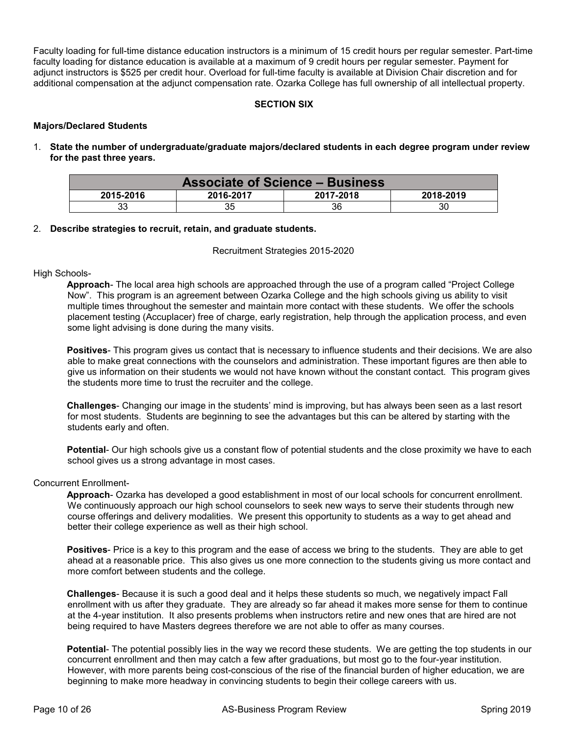Faculty loading for full-time distance education instructors is a minimum of 15 credit hours per regular semester. Part-time faculty loading for distance education is available at a maximum of 9 credit hours per regular semester. Payment for adjunct instructors is $525 per credit hour. Overload for full-time faculty is available at Division Chair discretion and for additional compensation at the adjunct compensation rate. Ozarka College has full ownership of all intellectual property.

## SECTION SIX

### Majors/Declared Students

1. **State the number of undergraduate/graduate majors/declared students in each degree program under review for the past three years.**

| Associate of Science – Business | | | |
|---|---|---|---|
| **2015-2016** | **2016-2017** | **2017-2018** | **2018-2019** |
| 33 | 35 | 36 | 30 |

2. **Describe strategies to recruit, retain, and graduate students.**

Recruitment Strategies 2015-2020

High Schools-

**Approach**- The local area high schools are approached through the use of a program called "Project College Now". This program is an agreement between Ozarka College and the high schools giving us ability to visit multiple times throughout the semester and maintain more contact with these students. We offer the schools placement testing (Accuplacer) free of charge, early registration, help through the application process, and even some light advising is done during the many visits.

**Positives**- This program gives us contact that is necessary to influence students and their decisions. We are also able to make great connections with the counselors and administration. These important figures are then able to give us information on their students we would not have known without the constant contact. This program gives the students more time to trust the recruiter and the college.

**Challenges**- Changing our image in the students' mind is improving, but has always been seen as a last resort for most students. Students are beginning to see the advantages but this can be altered by starting with the students early and often.

**Potential**- Our high schools give us a constant flow of potential students and the close proximity we have to each school gives us a strong advantage in most cases.

Concurrent Enrollment-

**Approach**- Ozarka has developed a good establishment in most of our local schools for concurrent enrollment. We continuously approach our high school counselors to seek new ways to serve their students through new course offerings and delivery modalities. We present this opportunity to students as a way to get ahead and better their college experience as well as their high school.

**Positives**- Price is a key to this program and the ease of access we bring to the students. They are able to get ahead at a reasonable price. This also gives us one more connection to the students giving us more contact and more comfort between students and the college.

**Challenges**- Because it is such a good deal and it helps these students so much, we negatively impact Fall enrollment with us after they graduate. They are already so far ahead it makes more sense for them to continue at the 4-year institution. It also presents problems when instructors retire and new ones that are hired are not being required to have Masters degrees therefore we are not able to offer as many courses.

**Potential**- The potential possibly lies in the way we record these students. We are getting the top students in our concurrent enrollment and then may catch a few after graduations, but most go to the four-year institution. However, with more parents being cost-conscious of the rise of the financial burden of higher education, we are beginning to make more headway in convincing students to begin their college careers with us.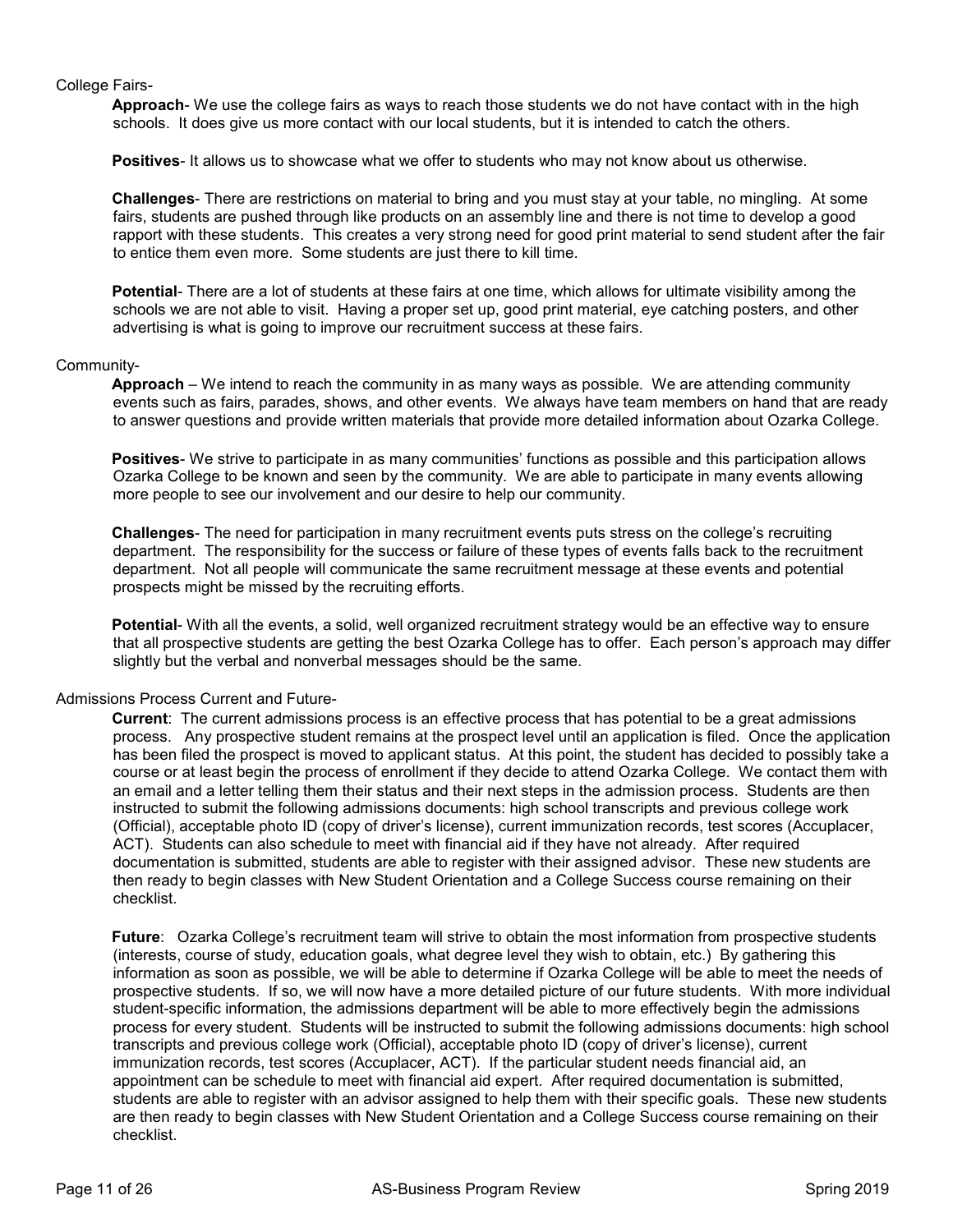College Fairs-

**Approach**- We use the college fairs as ways to reach those students we do not have contact with in the high schools. It does give us more contact with our local students, but it is intended to catch the others.

**Positives**- It allows us to showcase what we offer to students who may not know about us otherwise.

**Challenges**- There are restrictions on material to bring and you must stay at your table, no mingling. At some fairs, students are pushed through like products on an assembly line and there is not time to develop a good rapport with these students. This creates a very strong need for good print material to send student after the fair to entice them even more. Some students are just there to kill time.

**Potential**- There are a lot of students at these fairs at one time, which allows for ultimate visibility among the schools we are not able to visit. Having a proper set up, good print material, eye catching posters, and other advertising is what is going to improve our recruitment success at these fairs.

Community-

**Approach** – We intend to reach the community in as many ways as possible. We are attending community events such as fairs, parades, shows, and other events. We always have team members on hand that are ready to answer questions and provide written materials that provide more detailed information about Ozarka College.

**Positives**- We strive to participate in as many communities' functions as possible and this participation allows Ozarka College to be known and seen by the community. We are able to participate in many events allowing more people to see our involvement and our desire to help our community.

**Challenges**- The need for participation in many recruitment events puts stress on the college's recruiting department. The responsibility for the success or failure of these types of events falls back to the recruitment department. Not all people will communicate the same recruitment message at these events and potential prospects might be missed by the recruiting efforts.

**Potential**- With all the events, a solid, well organized recruitment strategy would be an effective way to ensure that all prospective students are getting the best Ozarka College has to offer. Each person's approach may differ slightly but the verbal and nonverbal messages should be the same.

Admissions Process Current and Future-

**Current**: The current admissions process is an effective process that has potential to be a great admissions process. Any prospective student remains at the prospect level until an application is filed. Once the application has been filed the prospect is moved to applicant status. At this point, the student has decided to possibly take a course or at least begin the process of enrollment if they decide to attend Ozarka College. We contact them with an email and a letter telling them their status and their next steps in the admission process. Students are then instructed to submit the following admissions documents: high school transcripts and previous college work (Official), acceptable photo ID (copy of driver's license), current immunization records, test scores (Accuplacer, ACT). Students can also schedule to meet with financial aid if they have not already. After required documentation is submitted, students are able to register with their assigned advisor. These new students are then ready to begin classes with New Student Orientation and a College Success course remaining on their checklist.

**Future**: Ozarka College's recruitment team will strive to obtain the most information from prospective students (interests, course of study, education goals, what degree level they wish to obtain, etc.) By gathering this information as soon as possible, we will be able to determine if Ozarka College will be able to meet the needs of prospective students. If so, we will now have a more detailed picture of our future students. With more individual student-specific information, the admissions department will be able to more effectively begin the admissions process for every student. Students will be instructed to submit the following admissions documents: high school transcripts and previous college work (Official), acceptable photo ID (copy of driver's license), current immunization records, test scores (Accuplacer, ACT). If the particular student needs financial aid, an appointment can be schedule to meet with financial aid expert. After required documentation is submitted, students are able to register with an advisor assigned to help them with their specific goals. These new students are then ready to begin classes with New Student Orientation and a College Success course remaining on their checklist.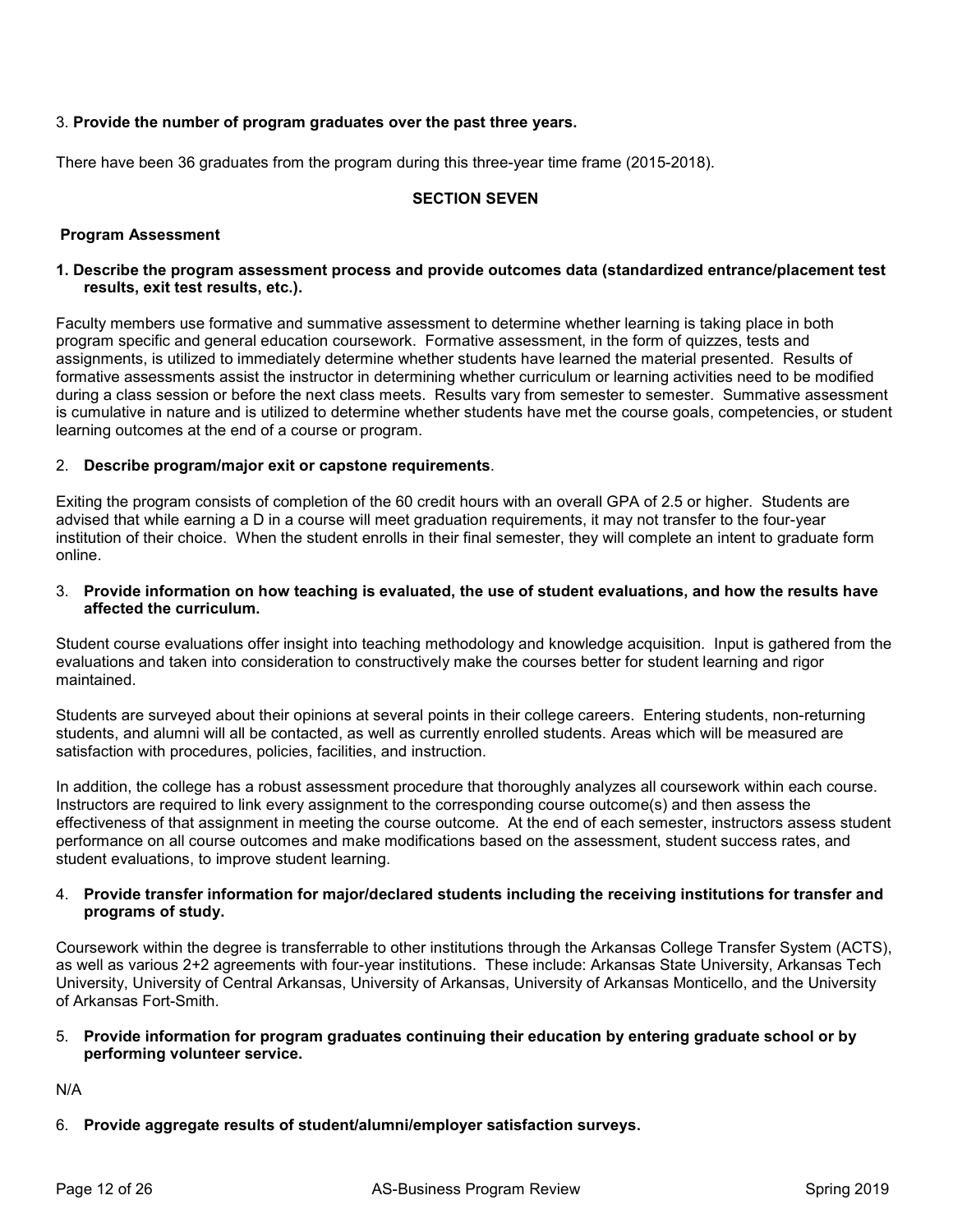3. **Provide the number of program graduates over the past three years.**

There have been 36 graduates from the program during this three-year time frame (2015-2018).

## SECTION SEVEN

### Program Assessment

**1. Describe the program assessment process and provide outcomes data (standardized entrance/placement test results, exit test results, etc.).**

Faculty members use formative and summative assessment to determine whether learning is taking place in both program specific and general education coursework. Formative assessment, in the form of quizzes, tests and assignments, is utilized to immediately determine whether students have learned the material presented. Results of formative assessments assist the instructor in determining whether curriculum or learning activities need to be modified during a class session or before the next class meets. Results vary from semester to semester. Summative assessment is cumulative in nature and is utilized to determine whether students have met the course goals, competencies, or student learning outcomes at the end of a course or program.

2. **Describe program/major exit or capstone requirements**.

Exiting the program consists of completion of the 60 credit hours with an overall GPA of 2.5 or higher. Students are advised that while earning a D in a course will meet graduation requirements, it may not transfer to the four-year institution of their choice. When the student enrolls in their final semester, they will complete an intent to graduate form online.

3. **Provide information on how teaching is evaluated, the use of student evaluations, and how the results have affected the curriculum.**

Student course evaluations offer insight into teaching methodology and knowledge acquisition. Input is gathered from the evaluations and taken into consideration to constructively make the courses better for student learning and rigor maintained.

Students are surveyed about their opinions at several points in their college careers. Entering students, non-returning students, and alumni will all be contacted, as well as currently enrolled students. Areas which will be measured are satisfaction with procedures, policies, facilities, and instruction.

In addition, the college has a robust assessment procedure that thoroughly analyzes all coursework within each course. Instructors are required to link every assignment to the corresponding course outcome(s) and then assess the effectiveness of that assignment in meeting the course outcome. At the end of each semester, instructors assess student performance on all course outcomes and make modifications based on the assessment, student success rates, and student evaluations, to improve student learning.

4. **Provide transfer information for major/declared students including the receiving institutions for transfer and programs of study.**

Coursework within the degree is transferrable to other institutions through the Arkansas College Transfer System (ACTS), as well as various 2+2 agreements with four-year institutions. These include: Arkansas State University, Arkansas Tech University, University of Central Arkansas, University of Arkansas, University of Arkansas Monticello, and the University of Arkansas Fort-Smith.

5. **Provide information for program graduates continuing their education by entering graduate school or by performing volunteer service.**

N/A

6. **Provide aggregate results of student/alumni/employer satisfaction surveys.**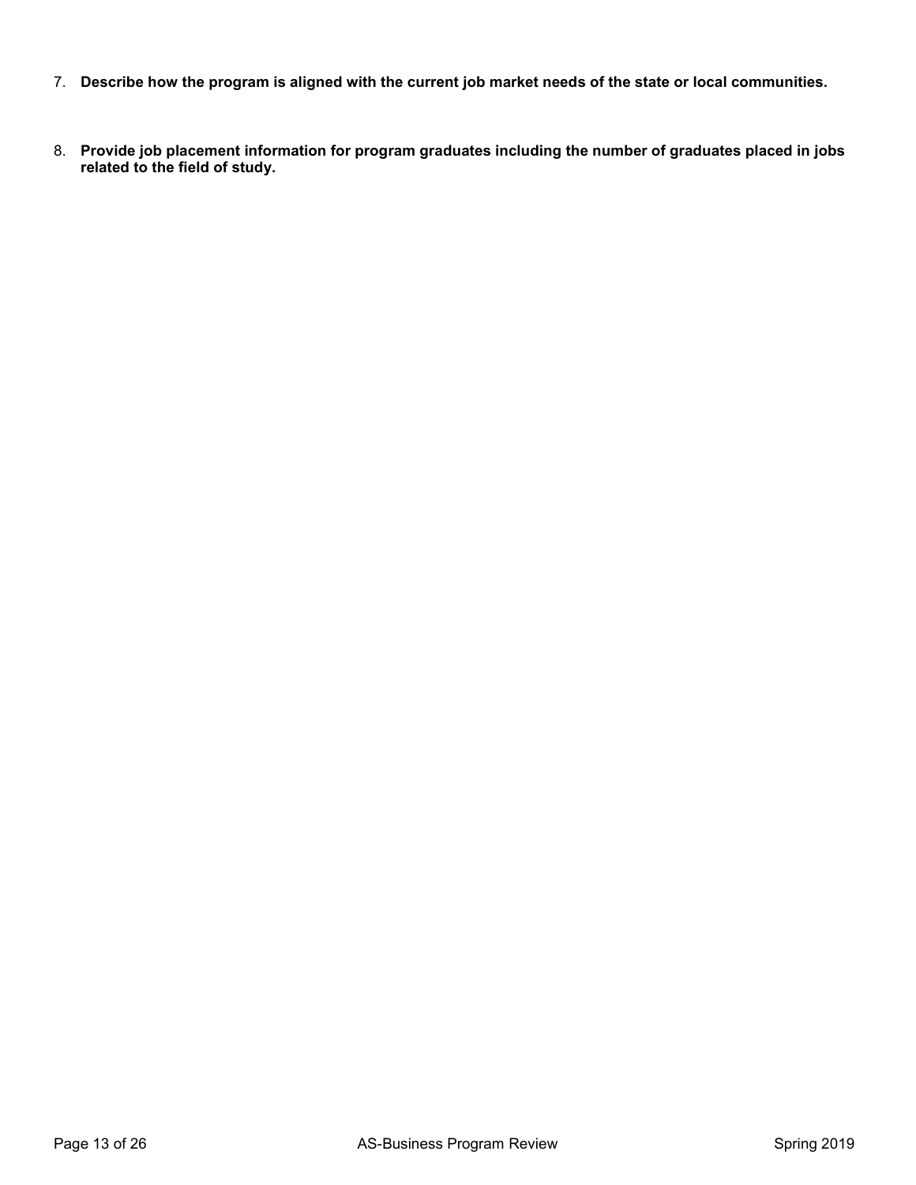7. **Describe how the program is aligned with the current job market needs of the state or local communities.**

8. **Provide job placement information for program graduates including the number of graduates placed in jobs related to the field of study.**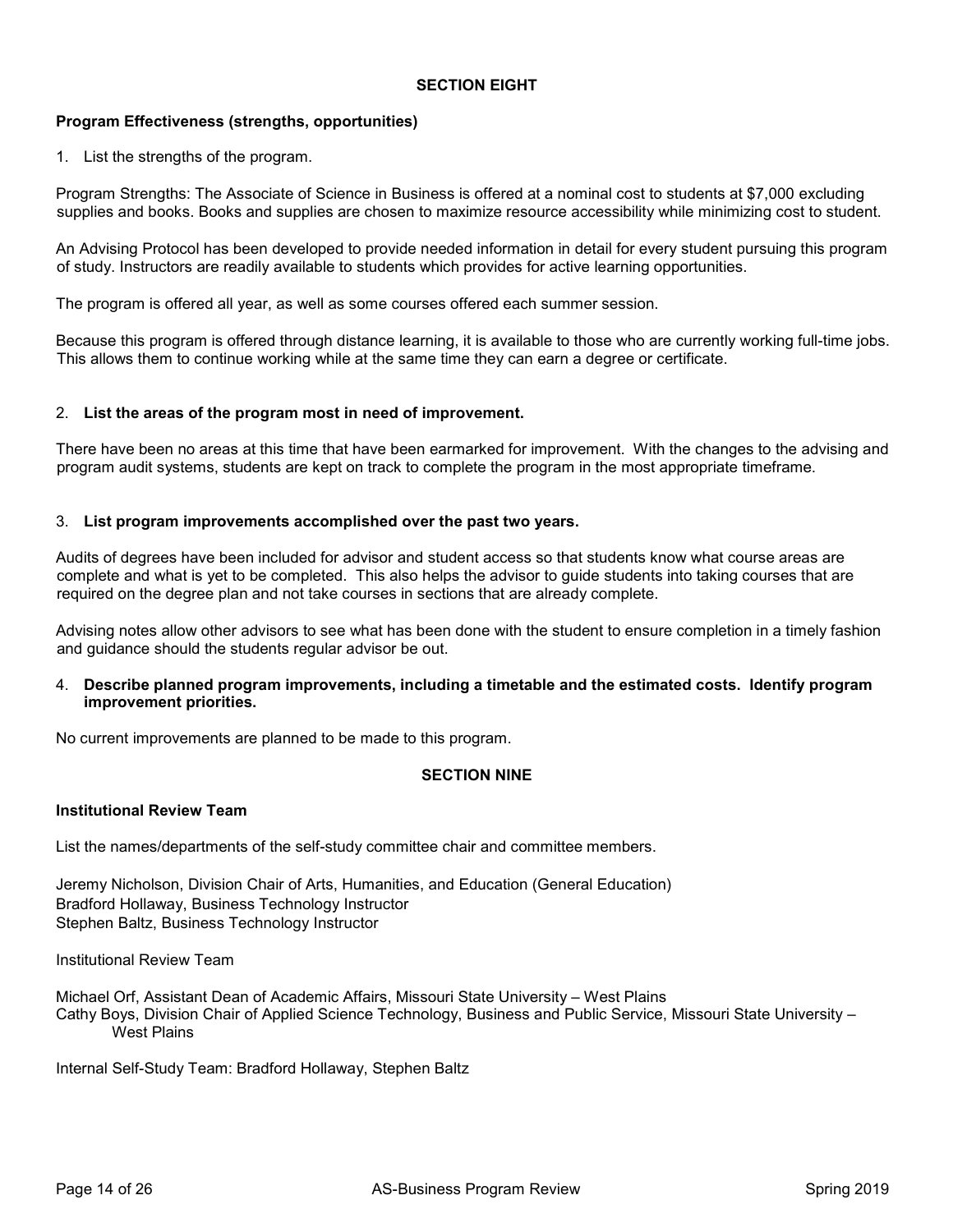## SECTION EIGHT

**Program Effectiveness (strengths, opportunities)**

1. List the strengths of the program.

Program Strengths: The Associate of Science in Business is offered at a nominal cost to students at $7,000 excluding supplies and books. Books and supplies are chosen to maximize resource accessibility while minimizing cost to student.

An Advising Protocol has been developed to provide needed information in detail for every student pursuing this program of study. Instructors are readily available to students which provides for active learning opportunities.

The program is offered all year, as well as some courses offered each summer session.

Because this program is offered through distance learning, it is available to those who are currently working full-time jobs. This allows them to continue working while at the same time they can earn a degree or certificate.

2. **List the areas of the program most in need of improvement.**

There have been no areas at this time that have been earmarked for improvement. With the changes to the advising and program audit systems, students are kept on track to complete the program in the most appropriate timeframe.

3. **List program improvements accomplished over the past two years.**

Audits of degrees have been included for advisor and student access so that students know what course areas are complete and what is yet to be completed. This also helps the advisor to guide students into taking courses that are required on the degree plan and not take courses in sections that are already complete.

Advising notes allow other advisors to see what has been done with the student to ensure completion in a timely fashion and guidance should the students regular advisor be out.

4. **Describe planned program improvements, including a timetable and the estimated costs. Identify program improvement priorities.**

No current improvements are planned to be made to this program.

## SECTION NINE

**Institutional Review Team**

List the names/departments of the self-study committee chair and committee members.

Jeremy Nicholson, Division Chair of Arts, Humanities, and Education (General Education)
Bradford Hollaway, Business Technology Instructor
Stephen Baltz, Business Technology Instructor

Institutional Review Team

Michael Orf, Assistant Dean of Academic Affairs, Missouri State University – West Plains
Cathy Boys, Division Chair of Applied Science Technology, Business and Public Service, Missouri State University – West Plains

Internal Self-Study Team: Bradford Hollaway, Stephen Baltz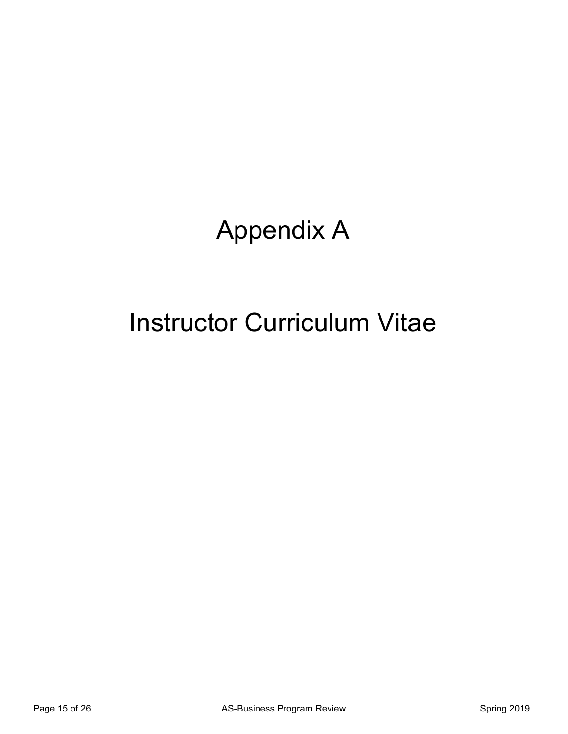# Appendix A

# Instructor Curriculum Vitae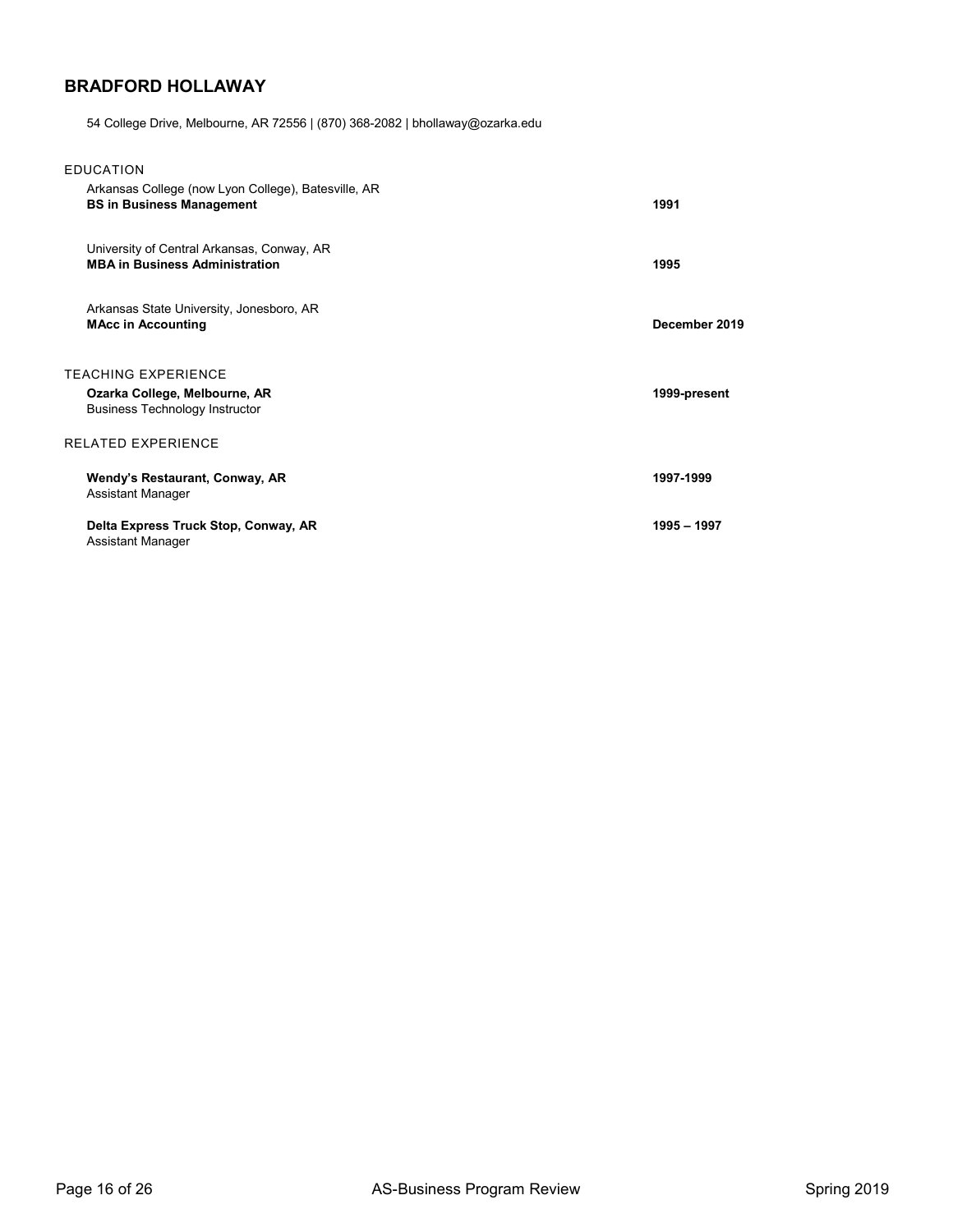# BRADFORD HOLLAWAY

54 College Drive, Melbourne, AR 72556 | (870) 368-2082 | bhollaway@ozarka.edu

## EDUCATION

Arkansas College (now Lyon College), Batesville, AR
**BS in Business Management** — **1991**

University of Central Arkansas, Conway, AR
**MBA in Business Administration** — **1995**

Arkansas State University, Jonesboro, AR
**MAcc in Accounting** — **December 2019**

## TEACHING EXPERIENCE

**Ozarka College, Melbourne, AR** — **1999-present**
Business Technology Instructor

## RELATED EXPERIENCE

**Wendy's Restaurant, Conway, AR** — **1997-1999**
Assistant Manager

**Delta Express Truck Stop, Conway, AR** — **1995 – 1997**
Assistant Manager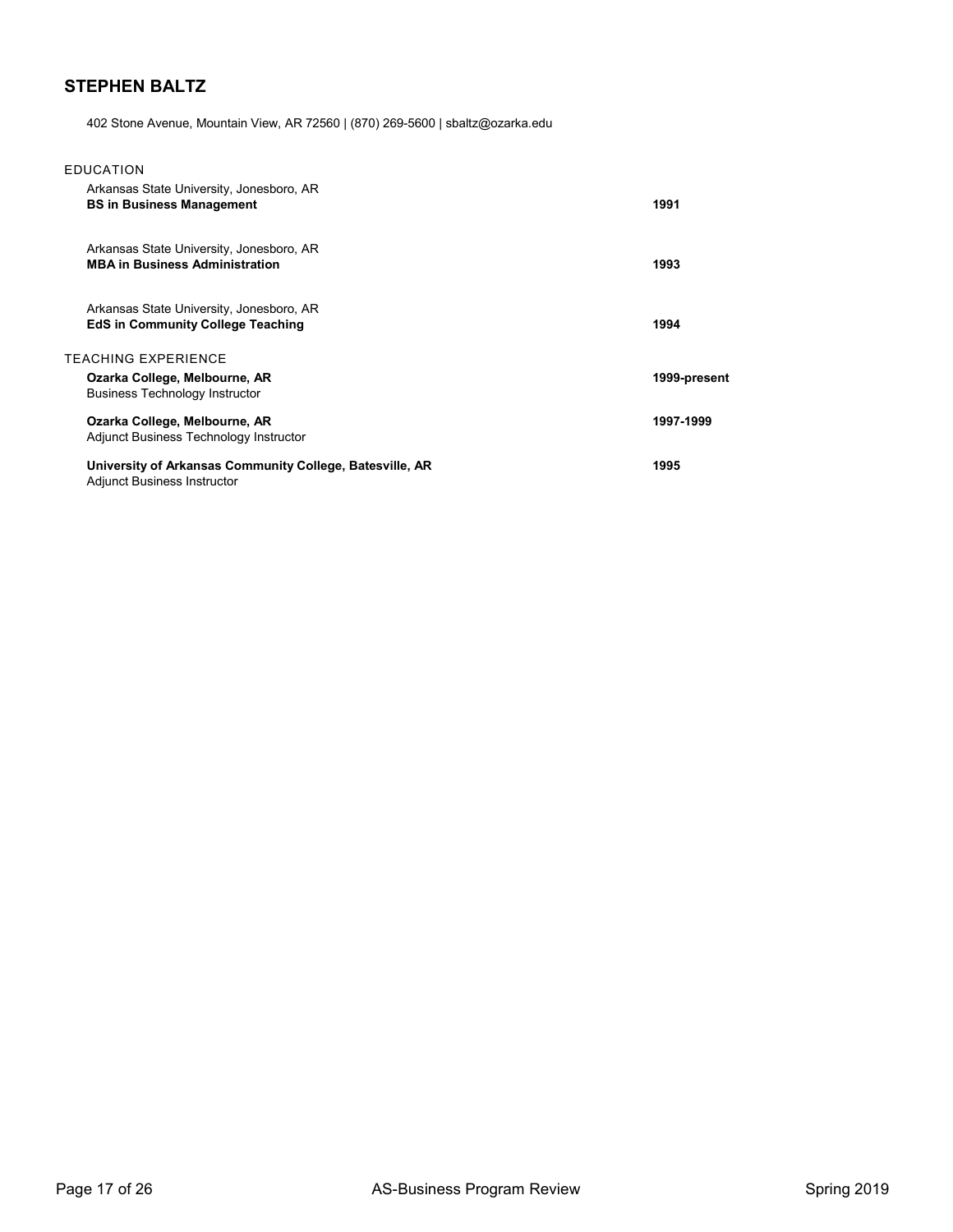## STEPHEN BALTZ

402 Stone Avenue, Mountain View, AR 72560 | (870) 269-5600 | sbaltz@ozarka.edu

### EDUCATION

Arkansas State University, Jonesboro, AR
**BS in Business Management** — **1991**

Arkansas State University, Jonesboro, AR
**MBA in Business Administration** — **1993**

Arkansas State University, Jonesboro, AR
**EdS in Community College Teaching** — **1994**

### TEACHING EXPERIENCE

**Ozarka College, Melbourne, AR** — **1999-present**
Business Technology Instructor

**Ozarka College, Melbourne, AR** — **1997-1999**
Adjunct Business Technology Instructor

**University of Arkansas Community College, Batesville, AR** — **1995**
Adjunct Business Instructor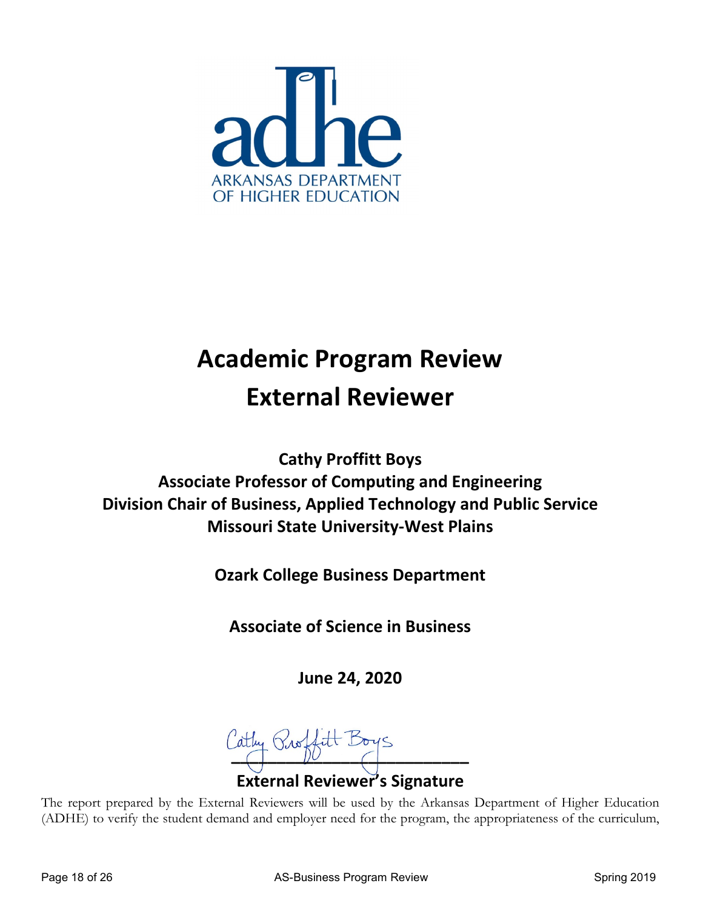ARKANSAS DEPARTMENT OF HIGHER EDUCATION

# Academic Program Review External Reviewer

**Cathy Proffitt Boys**
**Associate Professor of Computing and Engineering**
**Division Chair of Business, Applied Technology and Public Service**
**Missouri State University-West Plains**

**Ozark College Business Department**

**Associate of Science in Business**

**June 24, 2020**

Cathy Proffitt Boys

**External Reviewer's Signature**

The report prepared by the External Reviewers will be used by the Arkansas Department of Higher Education (ADHE) to verify the student demand and employer need for the program, the appropriateness of the curriculum,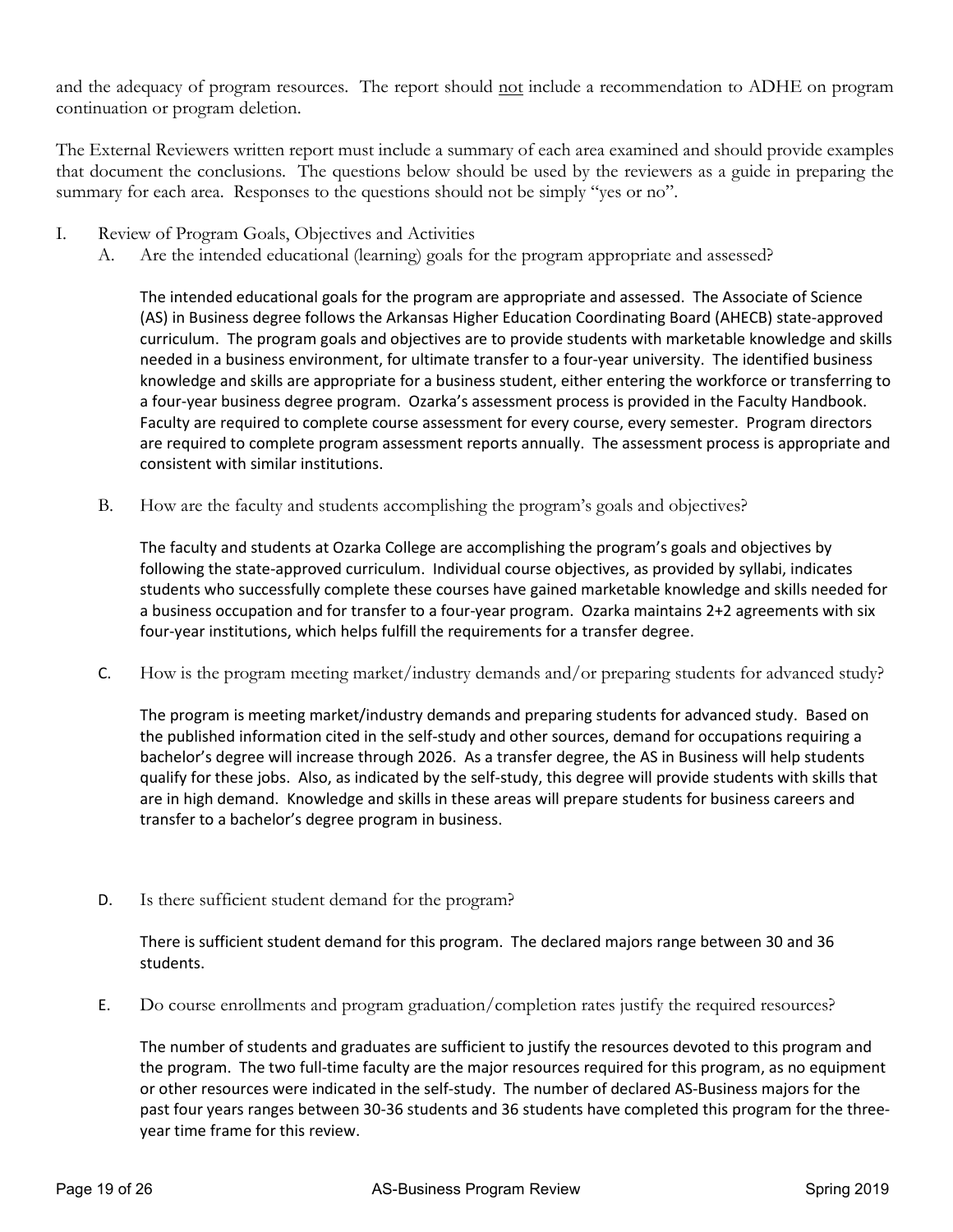and the adequacy of program resources. The report should not include a recommendation to ADHE on program continuation or program deletion.

The External Reviewers written report must include a summary of each area examined and should provide examples that document the conclusions. The questions below should be used by the reviewers as a guide in preparing the summary for each area. Responses to the questions should not be simply "yes or no".

I. Review of Program Goals, Objectives and Activities

A. Are the intended educational (learning) goals for the program appropriate and assessed?

The intended educational goals for the program are appropriate and assessed. The Associate of Science (AS) in Business degree follows the Arkansas Higher Education Coordinating Board (AHECB) state-approved curriculum. The program goals and objectives are to provide students with marketable knowledge and skills needed in a business environment, for ultimate transfer to a four-year university. The identified business knowledge and skills are appropriate for a business student, either entering the workforce or transferring to a four-year business degree program. Ozarka's assessment process is provided in the Faculty Handbook. Faculty are required to complete course assessment for every course, every semester. Program directors are required to complete program assessment reports annually. The assessment process is appropriate and consistent with similar institutions.

B. How are the faculty and students accomplishing the program's goals and objectives?

The faculty and students at Ozarka College are accomplishing the program's goals and objectives by following the state-approved curriculum. Individual course objectives, as provided by syllabi, indicates students who successfully complete these courses have gained marketable knowledge and skills needed for a business occupation and for transfer to a four-year program. Ozarka maintains 2+2 agreements with six four-year institutions, which helps fulfill the requirements for a transfer degree.

C. How is the program meeting market/industry demands and/or preparing students for advanced study?

The program is meeting market/industry demands and preparing students for advanced study. Based on the published information cited in the self-study and other sources, demand for occupations requiring a bachelor's degree will increase through 2026. As a transfer degree, the AS in Business will help students qualify for these jobs. Also, as indicated by the self-study, this degree will provide students with skills that are in high demand. Knowledge and skills in these areas will prepare students for business careers and transfer to a bachelor's degree program in business.

D. Is there sufficient student demand for the program?

There is sufficient student demand for this program. The declared majors range between 30 and 36 students.

E. Do course enrollments and program graduation/completion rates justify the required resources?

The number of students and graduates are sufficient to justify the resources devoted to this program and the program. The two full-time faculty are the major resources required for this program, as no equipment or other resources were indicated in the self-study. The number of declared AS-Business majors for the past four years ranges between 30-36 students and 36 students have completed this program for the three-year time frame for this review.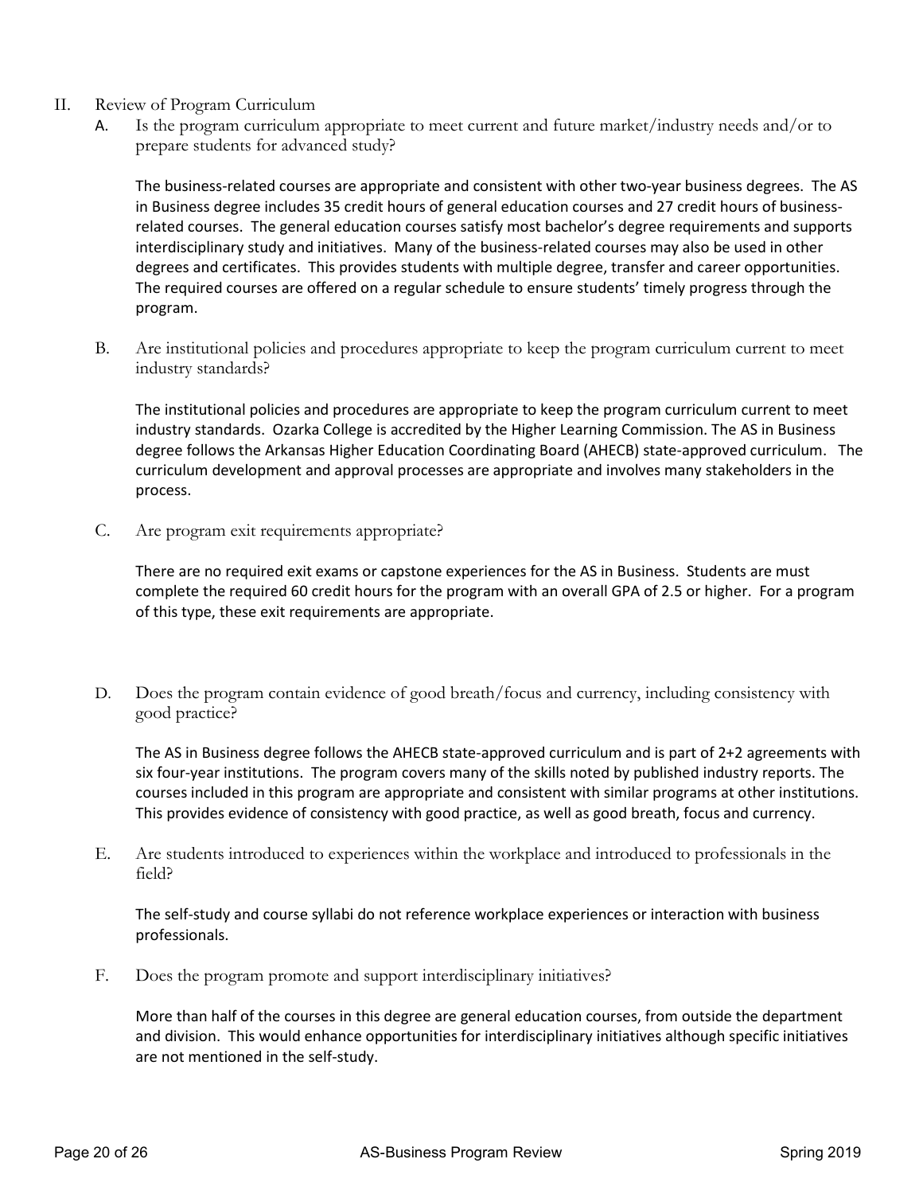## II. Review of Program Curriculum

A. Is the program curriculum appropriate to meet current and future market/industry needs and/or to prepare students for advanced study?

The business-related courses are appropriate and consistent with other two-year business degrees. The AS in Business degree includes 35 credit hours of general education courses and 27 credit hours of business-related courses. The general education courses satisfy most bachelor's degree requirements and supports interdisciplinary study and initiatives. Many of the business-related courses may also be used in other degrees and certificates. This provides students with multiple degree, transfer and career opportunities. The required courses are offered on a regular schedule to ensure students' timely progress through the program.

B. Are institutional policies and procedures appropriate to keep the program curriculum current to meet industry standards?

The institutional policies and procedures are appropriate to keep the program curriculum current to meet industry standards. Ozarka College is accredited by the Higher Learning Commission. The AS in Business degree follows the Arkansas Higher Education Coordinating Board (AHECB) state-approved curriculum. The curriculum development and approval processes are appropriate and involves many stakeholders in the process.

C. Are program exit requirements appropriate?

There are no required exit exams or capstone experiences for the AS in Business. Students are must complete the required 60 credit hours for the program with an overall GPA of 2.5 or higher. For a program of this type, these exit requirements are appropriate.

D. Does the program contain evidence of good breath/focus and currency, including consistency with good practice?

The AS in Business degree follows the AHECB state-approved curriculum and is part of 2+2 agreements with six four-year institutions. The program covers many of the skills noted by published industry reports. The courses included in this program are appropriate and consistent with similar programs at other institutions. This provides evidence of consistency with good practice, as well as good breath, focus and currency.

E. Are students introduced to experiences within the workplace and introduced to professionals in the field?

The self-study and course syllabi do not reference workplace experiences or interaction with business professionals.

F. Does the program promote and support interdisciplinary initiatives?

More than half of the courses in this degree are general education courses, from outside the department and division. This would enhance opportunities for interdisciplinary initiatives although specific initiatives are not mentioned in the self-study.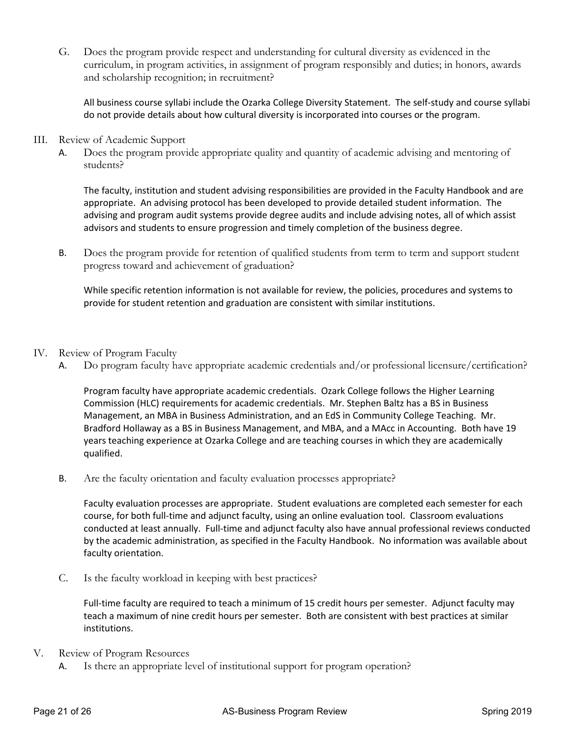G. Does the program provide respect and understanding for cultural diversity as evidenced in the curriculum, in program activities, in assignment of program responsibly and duties; in honors, awards and scholarship recognition; in recruitment?

All business course syllabi include the Ozarka College Diversity Statement. The self-study and course syllabi do not provide details about how cultural diversity is incorporated into courses or the program.

III. Review of Academic Support

A. Does the program provide appropriate quality and quantity of academic advising and mentoring of students?

The faculty, institution and student advising responsibilities are provided in the Faculty Handbook and are appropriate. An advising protocol has been developed to provide detailed student information. The advising and program audit systems provide degree audits and include advising notes, all of which assist advisors and students to ensure progression and timely completion of the business degree.

B. Does the program provide for retention of qualified students from term to term and support student progress toward and achievement of graduation?

While specific retention information is not available for review, the policies, procedures and systems to provide for student retention and graduation are consistent with similar institutions.

IV. Review of Program Faculty

A. Do program faculty have appropriate academic credentials and/or professional licensure/certification?

Program faculty have appropriate academic credentials. Ozark College follows the Higher Learning Commission (HLC) requirements for academic credentials. Mr. Stephen Baltz has a BS in Business Management, an MBA in Business Administration, and an EdS in Community College Teaching. Mr. Bradford Hollaway as a BS in Business Management, and MBA, and a MAcc in Accounting. Both have 19 years teaching experience at Ozarka College and are teaching courses in which they are academically qualified.

B. Are the faculty orientation and faculty evaluation processes appropriate?

Faculty evaluation processes are appropriate. Student evaluations are completed each semester for each course, for both full-time and adjunct faculty, using an online evaluation tool. Classroom evaluations conducted at least annually. Full-time and adjunct faculty also have annual professional reviews conducted by the academic administration, as specified in the Faculty Handbook. No information was available about faculty orientation.

C. Is the faculty workload in keeping with best practices?

Full-time faculty are required to teach a minimum of 15 credit hours per semester. Adjunct faculty may teach a maximum of nine credit hours per semester. Both are consistent with best practices at similar institutions.

V. Review of Program Resources

A. Is there an appropriate level of institutional support for program operation?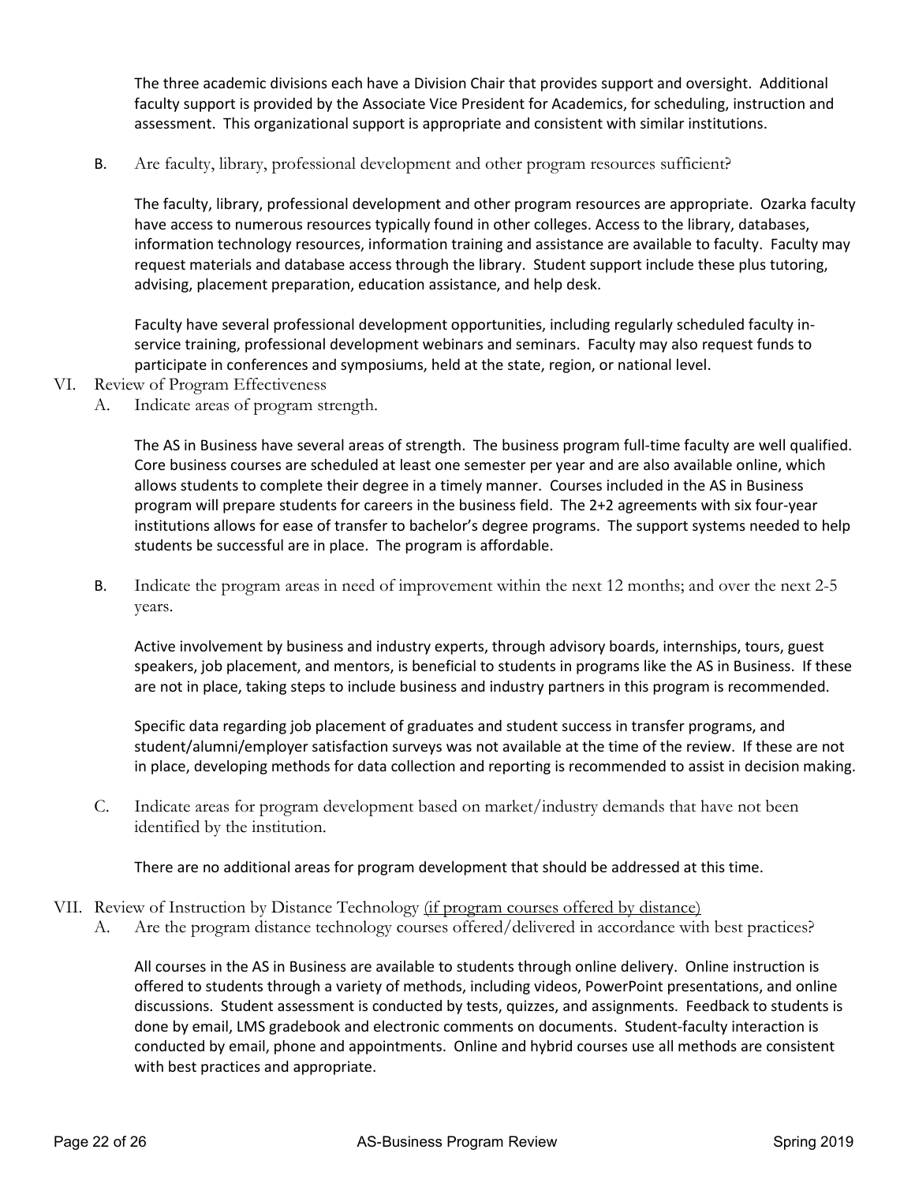The three academic divisions each have a Division Chair that provides support and oversight. Additional faculty support is provided by the Associate Vice President for Academics, for scheduling, instruction and assessment. This organizational support is appropriate and consistent with similar institutions.

B. Are faculty, library, professional development and other program resources sufficient?

The faculty, library, professional development and other program resources are appropriate. Ozarka faculty have access to numerous resources typically found in other colleges. Access to the library, databases, information technology resources, information training and assistance are available to faculty. Faculty may request materials and database access through the library. Student support include these plus tutoring, advising, placement preparation, education assistance, and help desk.

Faculty have several professional development opportunities, including regularly scheduled faculty in-service training, professional development webinars and seminars. Faculty may also request funds to participate in conferences and symposiums, held at the state, region, or national level.

## VI. Review of Program Effectiveness

A. Indicate areas of program strength.

The AS in Business have several areas of strength. The business program full-time faculty are well qualified. Core business courses are scheduled at least one semester per year and are also available online, which allows students to complete their degree in a timely manner. Courses included in the AS in Business program will prepare students for careers in the business field. The 2+2 agreements with six four-year institutions allows for ease of transfer to bachelor's degree programs. The support systems needed to help students be successful are in place. The program is affordable.

B. Indicate the program areas in need of improvement within the next 12 months; and over the next 2-5 years.

Active involvement by business and industry experts, through advisory boards, internships, tours, guest speakers, job placement, and mentors, is beneficial to students in programs like the AS in Business. If these are not in place, taking steps to include business and industry partners in this program is recommended.

Specific data regarding job placement of graduates and student success in transfer programs, and student/alumni/employer satisfaction surveys was not available at the time of the review. If these are not in place, developing methods for data collection and reporting is recommended to assist in decision making.

C. Indicate areas for program development based on market/industry demands that have not been identified by the institution.

There are no additional areas for program development that should be addressed at this time.

## VII. Review of Instruction by Distance Technology (if program courses offered by distance)

A. Are the program distance technology courses offered/delivered in accordance with best practices?

All courses in the AS in Business are available to students through online delivery. Online instruction is offered to students through a variety of methods, including videos, PowerPoint presentations, and online discussions. Student assessment is conducted by tests, quizzes, and assignments. Feedback to students is done by email, LMS gradebook and electronic comments on documents. Student-faculty interaction is conducted by email, phone and appointments. Online and hybrid courses use all methods are consistent with best practices and appropriate.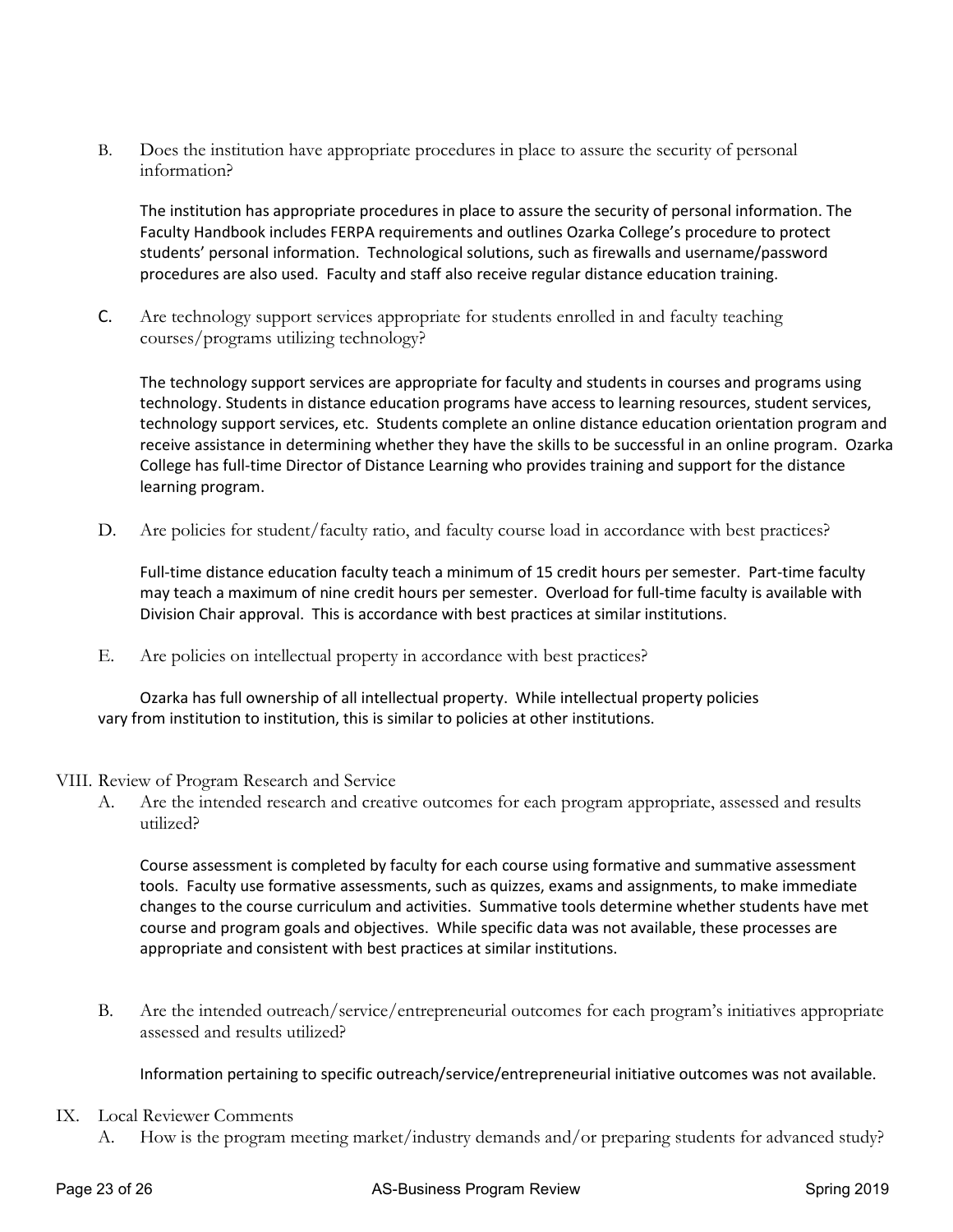B. Does the institution have appropriate procedures in place to assure the security of personal information?

The institution has appropriate procedures in place to assure the security of personal information. The Faculty Handbook includes FERPA requirements and outlines Ozarka College's procedure to protect students' personal information. Technological solutions, such as firewalls and username/password procedures are also used. Faculty and staff also receive regular distance education training.

C. Are technology support services appropriate for students enrolled in and faculty teaching courses/programs utilizing technology?

The technology support services are appropriate for faculty and students in courses and programs using technology. Students in distance education programs have access to learning resources, student services, technology support services, etc. Students complete an online distance education orientation program and receive assistance in determining whether they have the skills to be successful in an online program. Ozarka College has full-time Director of Distance Learning who provides training and support for the distance learning program.

D. Are policies for student/faculty ratio, and faculty course load in accordance with best practices?

Full-time distance education faculty teach a minimum of 15 credit hours per semester. Part-time faculty may teach a maximum of nine credit hours per semester. Overload for full-time faculty is available with Division Chair approval. This is accordance with best practices at similar institutions.

E. Are policies on intellectual property in accordance with best practices?

Ozarka has full ownership of all intellectual property. While intellectual property policies vary from institution to institution, this is similar to policies at other institutions.

## VIII. Review of Program Research and Service

A. Are the intended research and creative outcomes for each program appropriate, assessed and results utilized?

Course assessment is completed by faculty for each course using formative and summative assessment tools. Faculty use formative assessments, such as quizzes, exams and assignments, to make immediate changes to the course curriculum and activities. Summative tools determine whether students have met course and program goals and objectives. While specific data was not available, these processes are appropriate and consistent with best practices at similar institutions.

B. Are the intended outreach/service/entrepreneurial outcomes for each program's initiatives appropriate assessed and results utilized?

Information pertaining to specific outreach/service/entrepreneurial initiative outcomes was not available.

## IX. Local Reviewer Comments

A. How is the program meeting market/industry demands and/or preparing students for advanced study?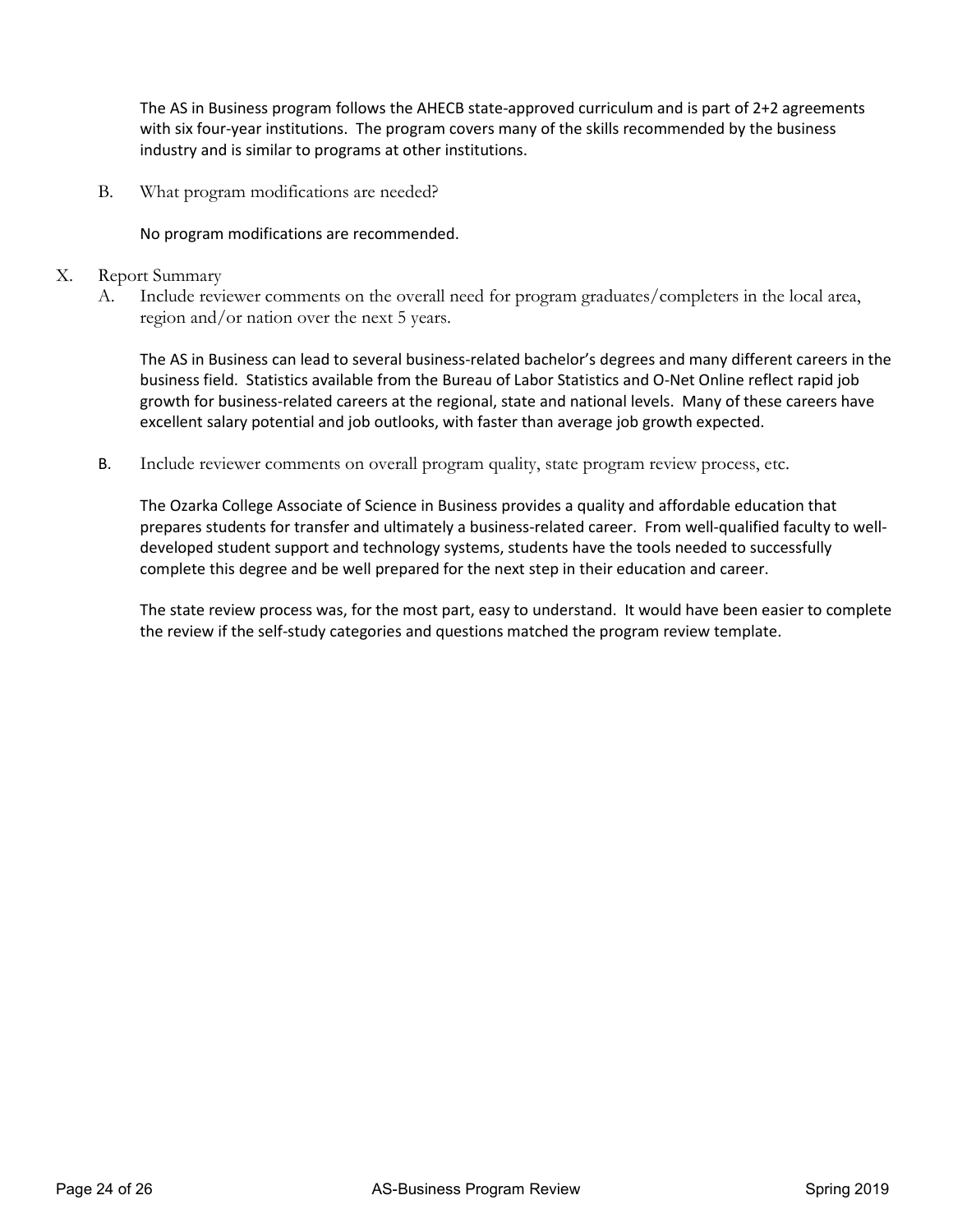The AS in Business program follows the AHECB state-approved curriculum and is part of 2+2 agreements with six four-year institutions. The program covers many of the skills recommended by the business industry and is similar to programs at other institutions.

B. What program modifications are needed?

No program modifications are recommended.

X. Report Summary

A. Include reviewer comments on the overall need for program graduates/completers in the local area, region and/or nation over the next 5 years.

The AS in Business can lead to several business-related bachelor's degrees and many different careers in the business field. Statistics available from the Bureau of Labor Statistics and O-Net Online reflect rapid job growth for business-related careers at the regional, state and national levels. Many of these careers have excellent salary potential and job outlooks, with faster than average job growth expected.

B. Include reviewer comments on overall program quality, state program review process, etc.

The Ozarka College Associate of Science in Business provides a quality and affordable education that prepares students for transfer and ultimately a business-related career. From well-qualified faculty to well-developed student support and technology systems, students have the tools needed to successfully complete this degree and be well prepared for the next step in their education and career.

The state review process was, for the most part, easy to understand. It would have been easier to complete the review if the self-study categories and questions matched the program review template.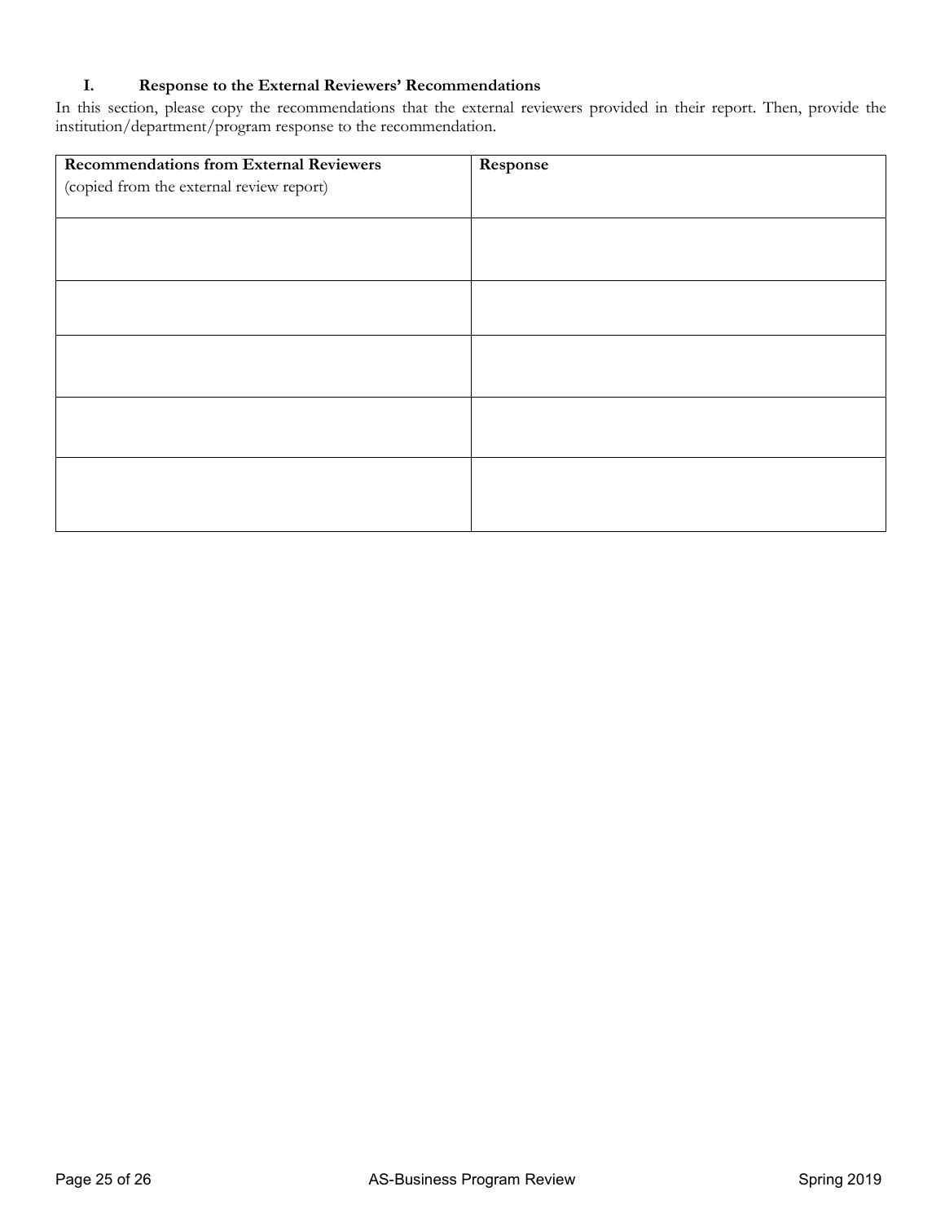### I. Response to the External Reviewers' Recommendations

In this section, please copy the recommendations that the external reviewers provided in their report. Then, provide the institution/department/program response to the recommendation.

| Recommendations from External Reviewers (copied from the external review report) | Response |
|---|---|
| | |
| | |
| | |
| | |
| | |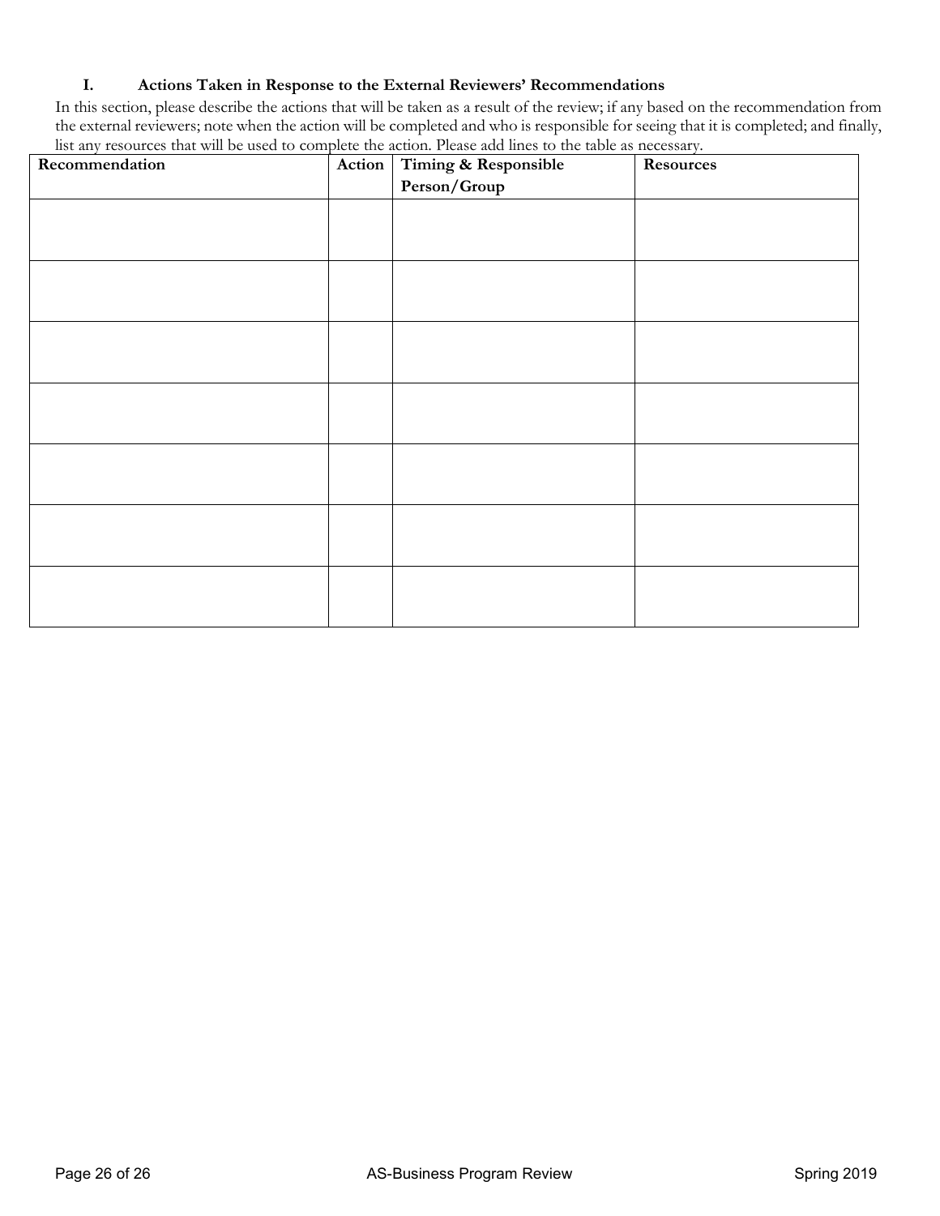### I. Actions Taken in Response to the External Reviewers' Recommendations

In this section, please describe the actions that will be taken as a result of the review; if any based on the recommendation from the external reviewers; note when the action will be completed and who is responsible for seeing that it is completed; and finally, list any resources that will be used to complete the action. Please add lines to the table as necessary.

| Recommendation | Action | Timing & Responsible Person/Group | Resources |
|---|---|---|---|
| | | | |
| | | | |
| | | | |
| | | | |
| | | | |
| | | | |
| | | | |